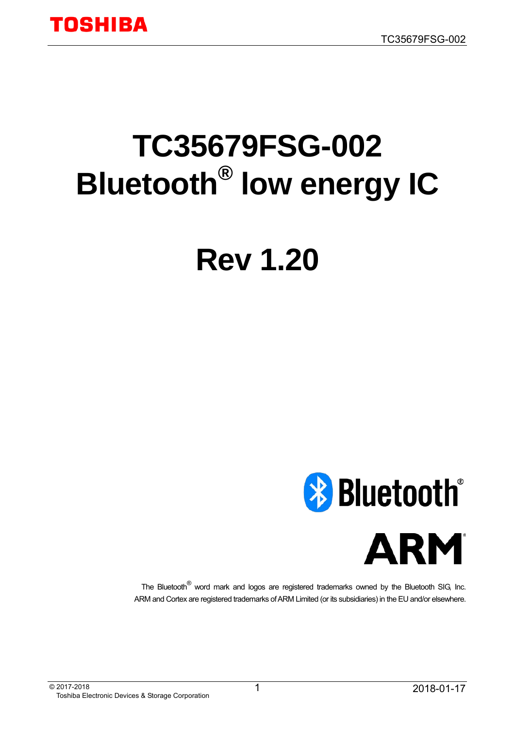# TC35679FSG-002

# Bluetooth® low energy IC

# Rev 1.20

The Bluetooth® word mark and logos are registered trademarks owned by the Bluetooth SIG, Inc.
ARM and Cortex are registered trademarks of ARM Limited (or its subsidiaries) in the EU and/or elsewhere.

© 2017-2018
Toshiba Electronic Devices & Storage Corporation

2018-01-17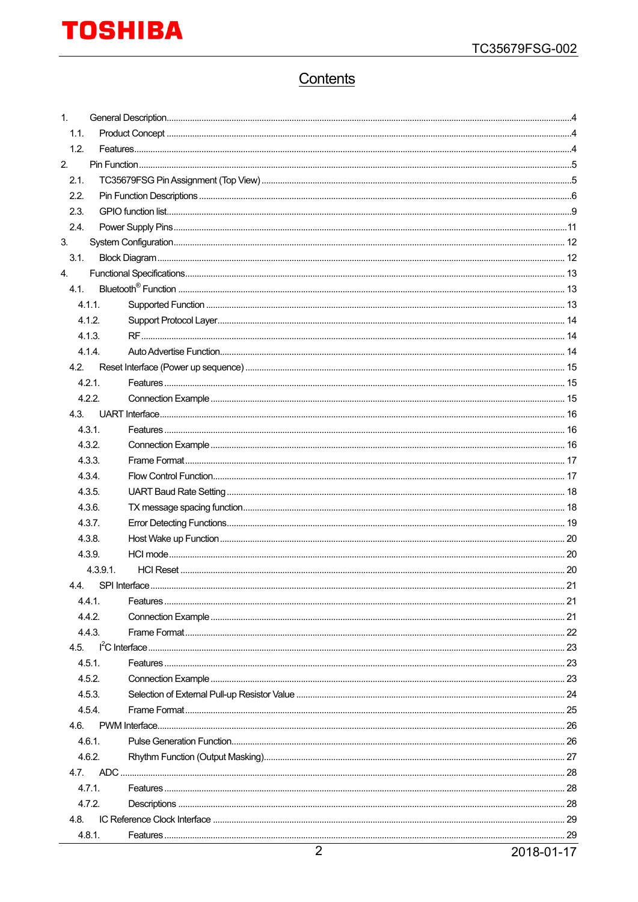# Contents

1. General Description ........ 4
   - 1.1. Product Concept ........ 4
   - 1.2. Features ........ 4
2. Pin Function ........ 5
   - 2.1. TC35679FSG Pin Assignment (Top View) ........ 5
   - 2.2. Pin Function Descriptions ........ 6
   - 2.3. GPIO function list ........ 9
   - 2.4. Power Supply Pins ........ 11
3. System Configuration ........ 12
   - 3.1. Block Diagram ........ 12
4. Functional Specifications ........ 13
   - 4.1. Bluetooth® Function ........ 13
     - 4.1.1. Supported Function ........ 13
     - 4.1.2. Support Protocol Layer ........ 14
     - 4.1.3. RF ........ 14
     - 4.1.4. Auto Advertise Function ........ 14
   - 4.2. Reset Interface (Power up sequence) ........ 15
     - 4.2.1. Features ........ 15
     - 4.2.2. Connection Example ........ 15
   - 4.3. UART Interface ........ 16
     - 4.3.1. Features ........ 16
     - 4.3.2. Connection Example ........ 16
     - 4.3.3. Frame Format ........ 17
     - 4.3.4. Flow Control Function ........ 17
     - 4.3.5. UART Baud Rate Setting ........ 18
     - 4.3.6. TX message spacing function ........ 18
     - 4.3.7. Error Detecting Functions ........ 19
     - 4.3.8. Host Wake up Function ........ 20
     - 4.3.9. HCI mode ........ 20
       - 4.3.9.1. HCI Reset ........ 20
   - 4.4. SPI Interface ........ 21
     - 4.4.1. Features ........ 21
     - 4.4.2. Connection Example ........ 21
     - 4.4.3. Frame Format ........ 22
   - 4.5. I²C Interface ........ 23
     - 4.5.1. Features ........ 23
     - 4.5.2. Connection Example ........ 23
     - 4.5.3. Selection of External Pull-up Resistor Value ........ 24
     - 4.5.4. Frame Format ........ 25
   - 4.6. PWM Interface ........ 26
     - 4.6.1. Pulse Generation Function ........ 26
     - 4.6.2. Rhythm Function (Output Masking) ........ 27
   - 4.7. ADC ........ 28
     - 4.7.1. Features ........ 28
     - 4.7.2. Descriptions ........ 28
   - 4.8. IC Reference Clock Interface ........ 29
     - 4.8.1. Features ........ 29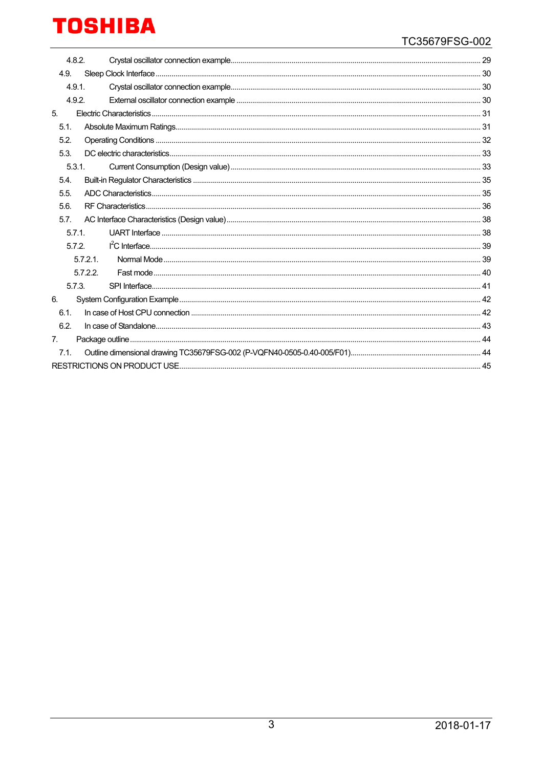4.8.2. Crystal oscillator connection example ..... 29

4.9. Sleep Clock Interface ..... 30

4.9.1. Crystal oscillator connection example ..... 30

4.9.2. External oscillator connection example ..... 30

5. Electric Characteristics ..... 31

5.1. Absolute Maximum Ratings ..... 31

5.2. Operating Conditions ..... 32

5.3. DC electric characteristics ..... 33

5.3.1. Current Consumption (Design value) ..... 33

5.4. Built-in Regulator Characteristics ..... 35

5.5. ADC Characteristics ..... 35

5.6. RF Characteristics ..... 36

5.7. AC Interface Characteristics (Design value) ..... 38

5.7.1. UART Interface ..... 38

5.7.2. $I^2C$ Interface ..... 39

5.7.2.1. Normal Mode ..... 39

5.7.2.2. Fast mode ..... 40

5.7.3. SPI Interface ..... 41

6. System Configuration Example ..... 42

6.1. In case of Host CPU connection ..... 42

6.2. In case of Standalone ..... 43

7. Package outline ..... 44

7.1. Outline dimensional drawing TC35679FSG-002 (P-VQFN40-0505-0.40-005/F01) ..... 44

RESTRICTIONS ON PRODUCT USE ..... 45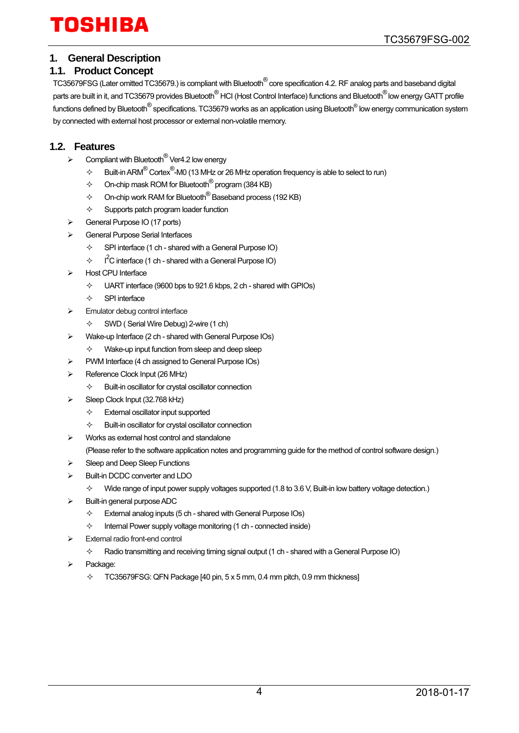# 1. General Description

## 1.1. Product Concept

TC35679FSG (Later omitted TC35679.) is compliant with Bluetooth® core specification 4.2. RF analog parts and baseband digital parts are built in it, and TC35679 provides Bluetooth® HCI (Host Control Interface) functions and Bluetooth® low energy GATT profile functions defined by Bluetooth® specifications. TC35679 works as an application using Bluetooth® low energy communication system by connected with external host processor or external non-volatile memory.

## 1.2. Features

- Compliant with Bluetooth® Ver4.2 low energy
  - Built-in ARM® Cortex®-M0 (13 MHz or 26 MHz operation frequency is able to select to run)
  - On-chip mask ROM for Bluetooth® program (384 KB)
  - On-chip work RAM for Bluetooth® Baseband process (192 KB)
  - Supports patch program loader function
- General Purpose IO (17 ports)
- General Purpose Serial Interfaces
  - SPI interface (1 ch - shared with a General Purpose IO)
  - I²C interface (1 ch - shared with a General Purpose IO)
- Host CPU Interface
  - UART interface (9600 bps to 921.6 kbps, 2 ch - shared with GPIOs)
  - SPI interface
- Emulator debug control interface
  - SWD ( Serial Wire Debug) 2-wire (1 ch)
- Wake-up Interface (2 ch - shared with General Purpose IOs)
  - Wake-up input function from sleep and deep sleep
- PWM Interface (4 ch assigned to General Purpose IOs)
- Reference Clock Input (26 MHz)
  - Built-in oscillator for crystal oscillator connection
- Sleep Clock Input (32.768 kHz)
  - External oscillator input supported
  - Built-in oscillator for crystal oscillator connection
- Works as external host control and standalone
  (Please refer to the software application notes and programming guide for the method of control software design.)
- Sleep and Deep Sleep Functions
- Built-in DCDC converter and LDO
  - Wide range of input power supply voltages supported (1.8 to 3.6 V, Built-in low battery voltage detection.)
- Built-in general purpose ADC
  - External analog inputs (5 ch - shared with General Purpose IOs)
  - Internal Power supply voltage monitoring (1 ch - connected inside)
- External radio front-end control
  - Radio transmitting and receiving timing signal output (1 ch - shared with a General Purpose IO)
- Package:
  - TC35679FSG: QFN Package [40 pin, 5 x 5 mm, 0.4 mm pitch, 0.9 mm thickness]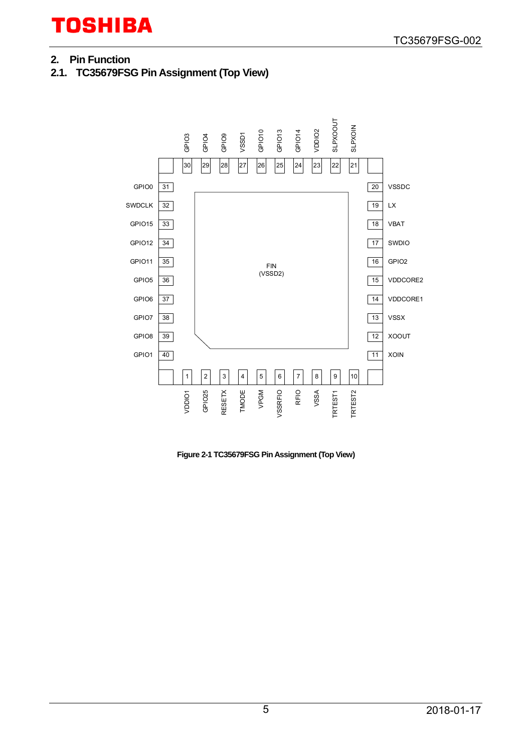## 2. Pin Function

### 2.1. TC35679FSG Pin Assignment (Top View)

| Pin | Name | Pin | Name |
|---|---|---|---|
| 1 | VDDIO1 | 21 | SLPXOIN |
| 2 | GPIO25 | 22 | SLPXOOUT |
| 3 | RESETX | 23 | VDDIO2 |
| 4 | TMODE | 24 | GPIO14 |
| 5 | VPGM | 25 | GPIO13 |
| 6 | VSSRFIO | 26 | GPIO10 |
| 7 | RFIO | 27 | VSSD1 |
| 8 | VSSA | 28 | GPIO9 |
| 9 | TRTEST1 | 29 | GPIO4 |
| 10 | TRTEST2 | 30 | GPIO3 |
| 11 | XOIN | 31 | GPIO0 |
| 12 | XOOUT | 32 | SWDCLK |
| 13 | VSSX | 33 | GPIO15 |
| 14 | VDDCORE1 | 34 | GPIO12 |
| 15 | VDDCORE2 | 35 | GPIO11 |
| 16 | GPIO2 | 36 | GPIO5 |
| 17 | SWDIO | 37 | GPIO6 |
| 18 | VBAT | 38 | GPIO7 |
| 19 | LX | 39 | GPIO8 |
| 20 | VSSDC | 40 | GPIO1 |

FIN (VSSD2)

**Figure 2-1 TC35679FSG Pin Assignment (Top View)**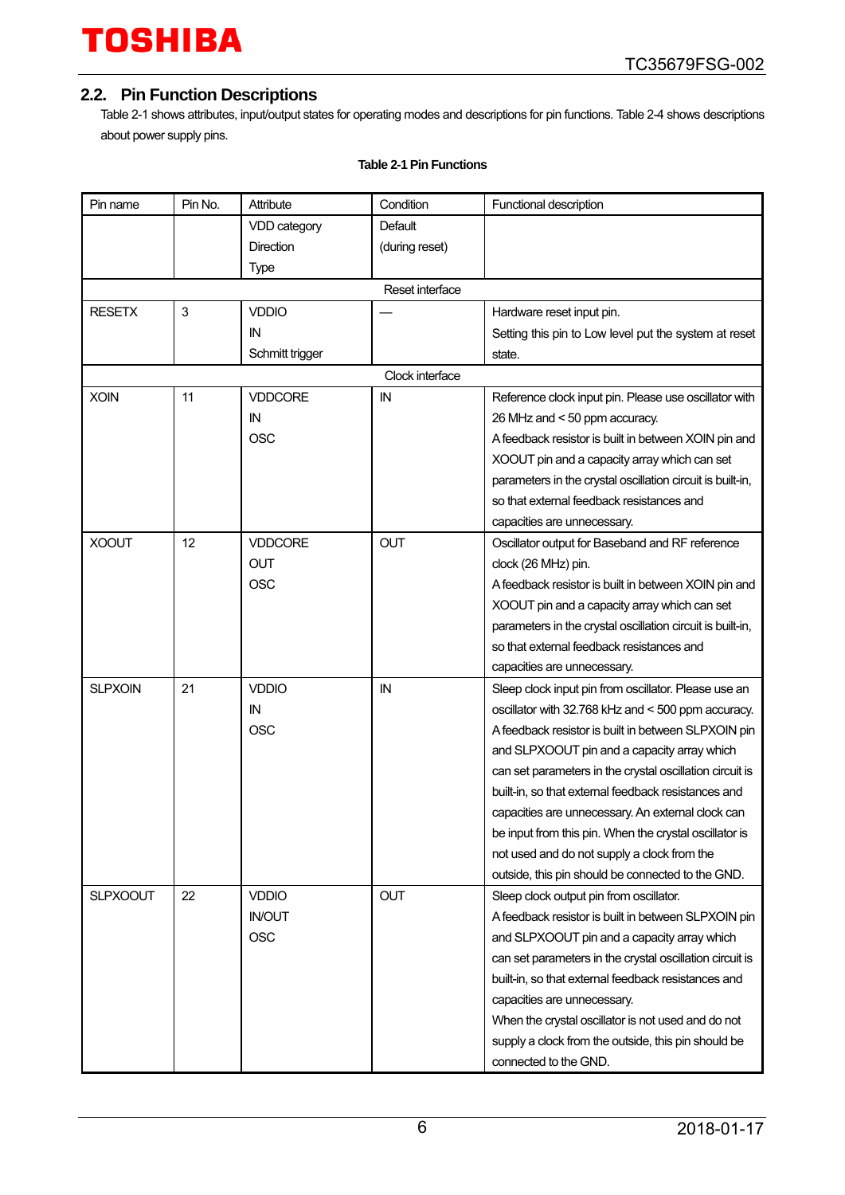## 2.2. Pin Function Descriptions

Table 2-1 shows attributes, input/output states for operating modes and descriptions for pin functions. Table 2-4 shows descriptions about power supply pins.

**Table 2-1 Pin Functions**

| Pin name | Pin No. | Attribute | Condition | Functional description |
|---|---|---|---|---|
| | | VDD category<br>Direction<br>Type | Default<br>(during reset) | |
| | | Reset interface | | |
| RESETX | 3 | VDDIO<br>IN<br>Schmitt trigger | — | Hardware reset input pin.<br>Setting this pin to Low level put the system at reset state. |
| | | Clock interface | | |
| XOIN | 11 | VDDCORE<br>IN<br>OSC | IN | Reference clock input pin. Please use oscillator with 26 MHz and < 50 ppm accuracy.<br>A feedback resistor is built in between XOIN pin and XOOUT pin and a capacity array which can set parameters in the crystal oscillation circuit is built-in, so that external feedback resistances and capacities are unnecessary. |
| XOOUT | 12 | VDDCORE<br>OUT<br>OSC | OUT | Oscillator output for Baseband and RF reference clock (26 MHz) pin.<br>A feedback resistor is built in between XOIN pin and XOOUT pin and a capacity array which can set parameters in the crystal oscillation circuit is built-in, so that external feedback resistances and capacities are unnecessary. |
| SLPXOIN | 21 | VDDIO<br>IN<br>OSC | IN | Sleep clock input pin from oscillator. Please use an oscillator with 32.768 kHz and < 500 ppm accuracy.<br>A feedback resistor is built in between SLPXOIN pin and SLPXOOUT pin and a capacity array which can set parameters in the crystal oscillation circuit is built-in, so that external feedback resistances and capacities are unnecessary. An external clock can be input from this pin. When the crystal oscillator is not used and do not supply a clock from the outside, this pin should be connected to the GND. |
| SLPXOOUT | 22 | VDDIO<br>IN/OUT<br>OSC | OUT | Sleep clock output pin from oscillator.<br>A feedback resistor is built in between SLPXOIN pin and SLPXOOUT pin and a capacity array which can set parameters in the crystal oscillation circuit is built-in, so that external feedback resistances and capacities are unnecessary.<br>When the crystal oscillator is not used and do not supply a clock from the outside, this pin should be connected to the GND. |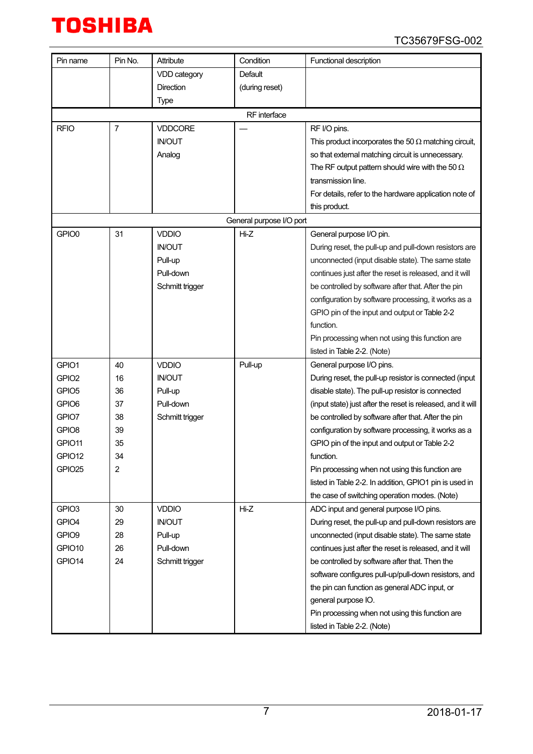| Pin name | Pin No. | Attribute<br>VDD category<br>Direction<br>Type | Condition<br>Default<br>(during reset) | Functional description |
|---|---|---|---|---|
| RF interface | | | | |
| RFIO | 7 | VDDCORE<br>IN/OUT<br>Analog | — | RF I/O pins.<br>This product incorporates the 50 Ω matching circuit, so that external matching circuit is unnecessary.<br>The RF output pattern should wire with the 50 Ω transmission line.<br>For details, refer to the hardware application note of this product. |
| General purpose I/O port | | | | |
| GPIO0 | 31 | VDDIO<br>IN/OUT<br>Pull-up<br>Pull-down<br>Schmitt trigger | Hi-Z | General purpose I/O pin.<br>During reset, the pull-up and pull-down resistors are unconnected (input disable state). The same state continues just after the reset is released, and it will be controlled by software after that. After the pin configuration by software processing, it works as a GPIO pin of the input and output or Table 2-2 function.<br>Pin processing when not using this function are listed in Table 2-2. (Note) |
| GPIO1<br>GPIO2<br>GPIO5<br>GPIO6<br>GPIO7<br>GPIO8<br>GPIO11<br>GPIO12<br>GPIO25 | 40<br>16<br>36<br>37<br>38<br>39<br>35<br>34<br>2 | VDDIO<br>IN/OUT<br>Pull-up<br>Pull-down<br>Schmitt trigger | Pull-up | General purpose I/O pins.<br>During reset, the pull-up resistor is connected (input disable state). The pull-up resistor is connected (input state) just after the reset is released, and it will be controlled by software after that. After the pin configuration by software processing, it works as a GPIO pin of the input and output or Table 2-2 function.<br>Pin processing when not using this function are listed in Table 2-2. In addition, GPIO1 pin is used in the case of switching operation modes. (Note) |
| GPIO3<br>GPIO4<br>GPIO9<br>GPIO10<br>GPIO14 | 30<br>29<br>28<br>26<br>24 | VDDIO<br>IN/OUT<br>Pull-up<br>Pull-down<br>Schmitt trigger | Hi-Z | ADC input and general purpose I/O pins.<br>During reset, the pull-up and pull-down resistors are unconnected (input disable state). The same state continues just after the reset is released, and it will be controlled by software after that. Then the software configures pull-up/pull-down resistors, and the pin can function as general ADC input, or general purpose IO.<br>Pin processing when not using this function are listed in Table 2-2. (Note) |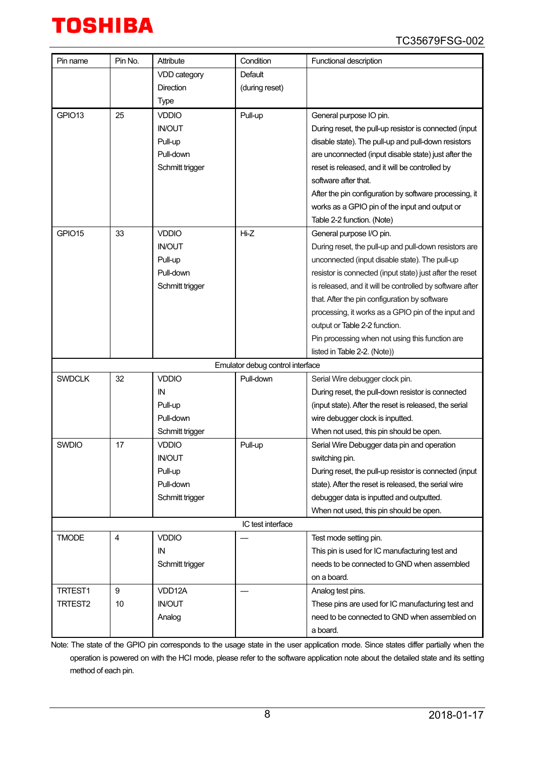| Pin name | Pin No. | Attribute<br>VDD category<br>Direction<br>Type | Condition<br>Default<br>(during reset) | Functional description |
|---|---|---|---|---|
| GPIO13 | 25 | VDDIO<br>IN/OUT<br>Pull-up<br>Pull-down<br>Schmitt trigger | Pull-up | General purpose IO pin.<br>During reset, the pull-up resistor is connected (input disable state). The pull-up and pull-down resistors are unconnected (input disable state) just after the reset is released, and it will be controlled by software after that.<br>After the pin configuration by software processing, it works as a GPIO pin of the input and output or Table 2-2 function. (Note) |
| GPIO15 | 33 | VDDIO<br>IN/OUT<br>Pull-up<br>Pull-down<br>Schmitt trigger | Hi-Z | General purpose I/O pin.<br>During reset, the pull-up and pull-down resistors are unconnected (input disable state). The pull-up resistor is connected (input state) just after the reset is released, and it will be controlled by software after that. After the pin configuration by software processing, it works as a GPIO pin of the input and output or Table 2-2 function.<br>Pin processing when not using this function are listed in Table 2-2. (Note)) |
| Emulator debug control interface | | | | |
| SWDCLK | 32 | VDDIO<br>IN<br>Pull-up<br>Pull-down<br>Schmitt trigger | Pull-down | Serial Wire debugger clock pin.<br>During reset, the pull-down resistor is connected (input state). After the reset is released, the serial wire debugger clock is inputted.<br>When not used, this pin should be open. |
| SWDIO | 17 | VDDIO<br>IN/OUT<br>Pull-up<br>Pull-down<br>Schmitt trigger | Pull-up | Serial Wire Debugger data pin and operation switching pin.<br>During reset, the pull-up resistor is connected (input state). After the reset is released, the serial wire debugger data is inputted and outputted.<br>When not used, this pin should be open. |
| IC test interface | | | | |
| TMODE | 4 | VDDIO<br>IN<br>Schmitt trigger | — | Test mode setting pin.<br>This pin is used for IC manufacturing test and needs to be connected to GND when assembled on a board. |
| TRTEST1<br>TRTEST2 | 9<br>10 | VDD12A<br>IN/OUT<br>Analog | — | Analog test pins.<br>These pins are used for IC manufacturing test and need to be connected to GND when assembled on a board. |

Note: The state of the GPIO pin corresponds to the usage state in the user application mode. Since states differ partially when the operation is powered on with the HCI mode, please refer to the software application note about the detailed state and its setting method of each pin.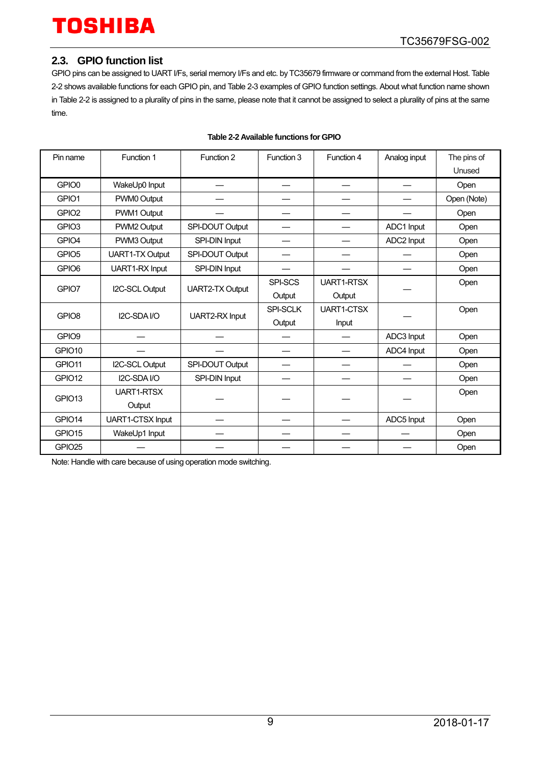## 2.3. GPIO function list

GPIO pins can be assigned to UART I/Fs, serial memory I/Fs and etc. by TC35679 firmware or command from the external Host. Table 2-2 shows available functions for each GPIO pin, and Table 2-3 examples of GPIO function settings. About what function name shown in Table 2-2 is assigned to a plurality of pins in the same, please note that it cannot be assigned to select a plurality of pins at the same time.

**Table 2-2 Available functions for GPIO**

| Pin name | Function 1 | Function 2 | Function 3 | Function 4 | Analog input | The pins of Unused |
|---|---|---|---|---|---|---|
| GPIO0 | WakeUp0 Input | — | — | — | — | Open |
| GPIO1 | PWM0 Output | — | — | — | — | Open (Note) |
| GPIO2 | PWM1 Output | — | — | — | — | Open |
| GPIO3 | PWM2 Output | SPI-DOUT Output | — | — | ADC1 Input | Open |
| GPIO4 | PWM3 Output | SPI-DIN Input | — | — | ADC2 Input | Open |
| GPIO5 | UART1-TX Output | SPI-DOUT Output | — | — | — | Open |
| GPIO6 | UART1-RX Input | SPI-DIN Input | — | — | — | Open |
| GPIO7 | I2C-SCL Output | UART2-TX Output | SPI-SCS Output | UART1-RTSX Output | — | Open |
| GPIO8 | I2C-SDA I/O | UART2-RX Input | SPI-SCLK Output | UART1-CTSX Input | — | Open |
| GPIO9 | — | — | — | — | ADC3 Input | Open |
| GPIO10 | — | — | — | — | ADC4 Input | Open |
| GPIO11 | I2C-SCL Output | SPI-DOUT Output | — | — | — | Open |
| GPIO12 | I2C-SDA I/O | SPI-DIN Input | — | — | — | Open |
| GPIO13 | UART1-RTSX Output | — | — | — | — | Open |
| GPIO14 | UART1-CTSX Input | — | — | — | ADC5 Input | Open |
| GPIO15 | WakeUp1 Input | — | — | — | — | Open |
| GPIO25 | — | — | — | — | — | Open |

Note: Handle with care because of using operation mode switching.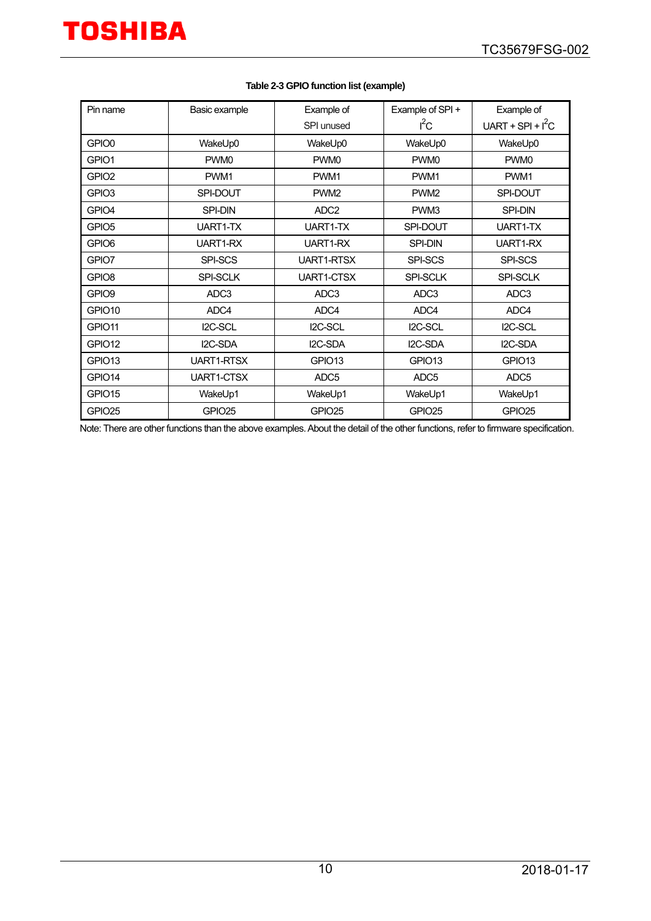**Table 2-3 GPIO function list (example)**

| Pin name | Basic example | Example of SPI unused | Example of SPI + $I^2C$ | Example of UART + SPI + $I^2C$ |
|---|---|---|---|---|
| GPIO0 | WakeUp0 | WakeUp0 | WakeUp0 | WakeUp0 |
| GPIO1 | PWM0 | PWM0 | PWM0 | PWM0 |
| GPIO2 | PWM1 | PWM1 | PWM1 | PWM1 |
| GPIO3 | SPI-DOUT | PWM2 | PWM2 | SPI-DOUT |
| GPIO4 | SPI-DIN | ADC2 | PWM3 | SPI-DIN |
| GPIO5 | UART1-TX | UART1-TX | SPI-DOUT | UART1-TX |
| GPIO6 | UART1-RX | UART1-RX | SPI-DIN | UART1-RX |
| GPIO7 | SPI-SCS | UART1-RTSX | SPI-SCS | SPI-SCS |
| GPIO8 | SPI-SCLK | UART1-CTSX | SPI-SCLK | SPI-SCLK |
| GPIO9 | ADC3 | ADC3 | ADC3 | ADC3 |
| GPIO10 | ADC4 | ADC4 | ADC4 | ADC4 |
| GPIO11 | I2C-SCL | I2C-SCL | I2C-SCL | I2C-SCL |
| GPIO12 | I2C-SDA | I2C-SDA | I2C-SDA | I2C-SDA |
| GPIO13 | UART1-RTSX | GPIO13 | GPIO13 | GPIO13 |
| GPIO14 | UART1-CTSX | ADC5 | ADC5 | ADC5 |
| GPIO15 | WakeUp1 | WakeUp1 | WakeUp1 | WakeUp1 |
| GPIO25 | GPIO25 | GPIO25 | GPIO25 | GPIO25 |

Note: There are other functions than the above examples. About the detail of the other functions, refer to firmware specification.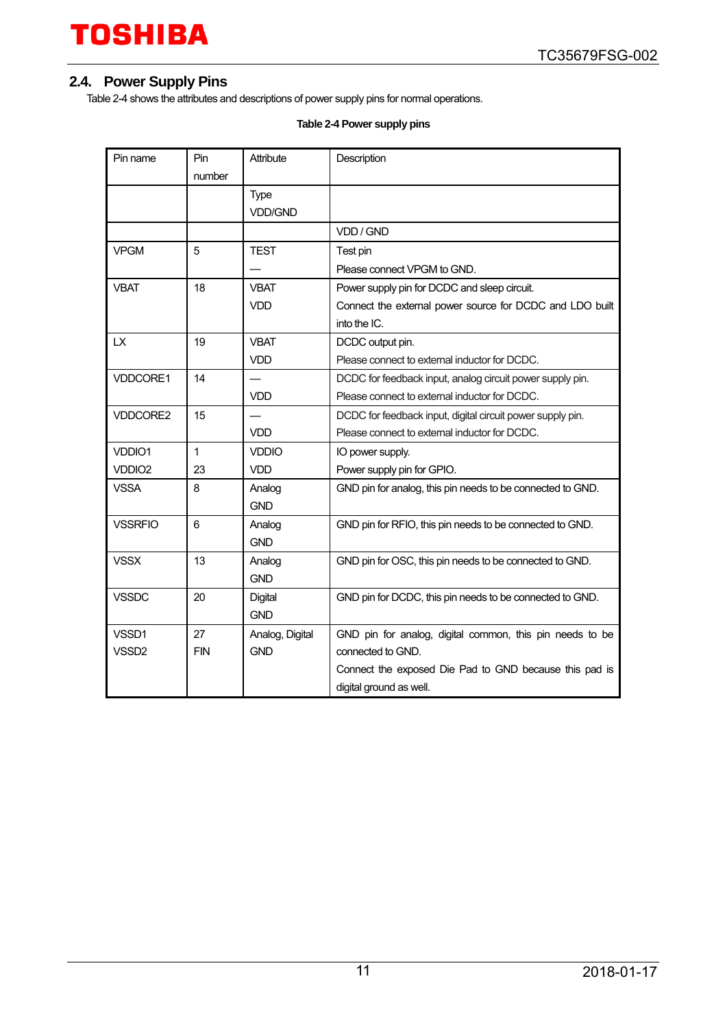## 2.4. Power Supply Pins

Table 2-4 shows the attributes and descriptions of power supply pins for normal operations.

**Table 2-4 Power supply pins**

| Pin name | Pin number | Attribute | Description |
|---|---|---|---|
| | | Type<br>VDD/GND | |
| | | | VDD / GND |
| VPGM | 5 | TEST<br>— | Test pin<br>Please connect VPGM to GND. |
| VBAT | 18 | VBAT<br>VDD | Power supply pin for DCDC and sleep circuit.<br>Connect the external power source for DCDC and LDO built into the IC. |
| LX | 19 | VBAT<br>VDD | DCDC output pin.<br>Please connect to external inductor for DCDC. |
| VDDCORE1 | 14 | —<br>VDD | DCDC for feedback input, analog circuit power supply pin.<br>Please connect to external inductor for DCDC. |
| VDDCORE2 | 15 | —<br>VDD | DCDC for feedback input, digital circuit power supply pin.<br>Please connect to external inductor for DCDC. |
| VDDIO1<br>VDDIO2 | 1<br>23 | VDDIO<br>VDD | IO power supply.<br>Power supply pin for GPIO. |
| VSSA | 8 | Analog<br>GND | GND pin for analog, this pin needs to be connected to GND. |
| VSSRFIO | 6 | Analog<br>GND | GND pin for RFIO, this pin needs to be connected to GND. |
| VSSX | 13 | Analog<br>GND | GND pin for OSC, this pin needs to be connected to GND. |
| VSSDC | 20 | Digital<br>GND | GND pin for DCDC, this pin needs to be connected to GND. |
| VSSD1<br>VSSD2 | 27<br>FIN | Analog, Digital<br>GND | GND pin for analog, digital common, this pin needs to be connected to GND.<br>Connect the exposed Die Pad to GND because this pad is digital ground as well. |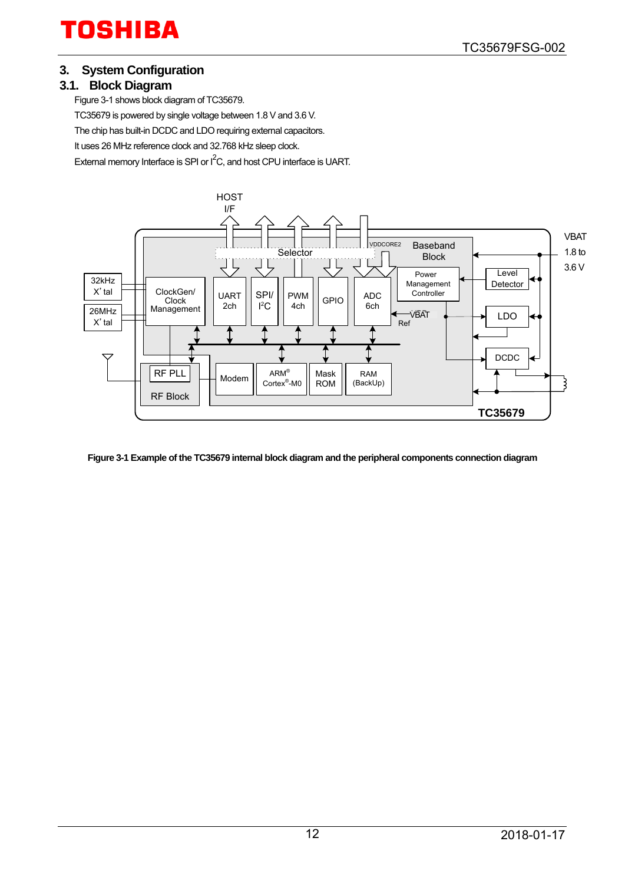## 3. System Configuration

### 3.1. Block Diagram

Figure 3-1 shows block diagram of TC35679.

TC35679 is powered by single voltage between 1.8 V and 3.6 V.

The chip has built-in DCDC and LDO requiring external capacitors.

It uses 26 MHz reference clock and 32.768 kHz sleep clock.

External memory Interface is SPI or I$^2$C, and host CPU interface is UART.

**Figure 3-1 Example of the TC35679 internal block diagram and the peripheral components connection diagram**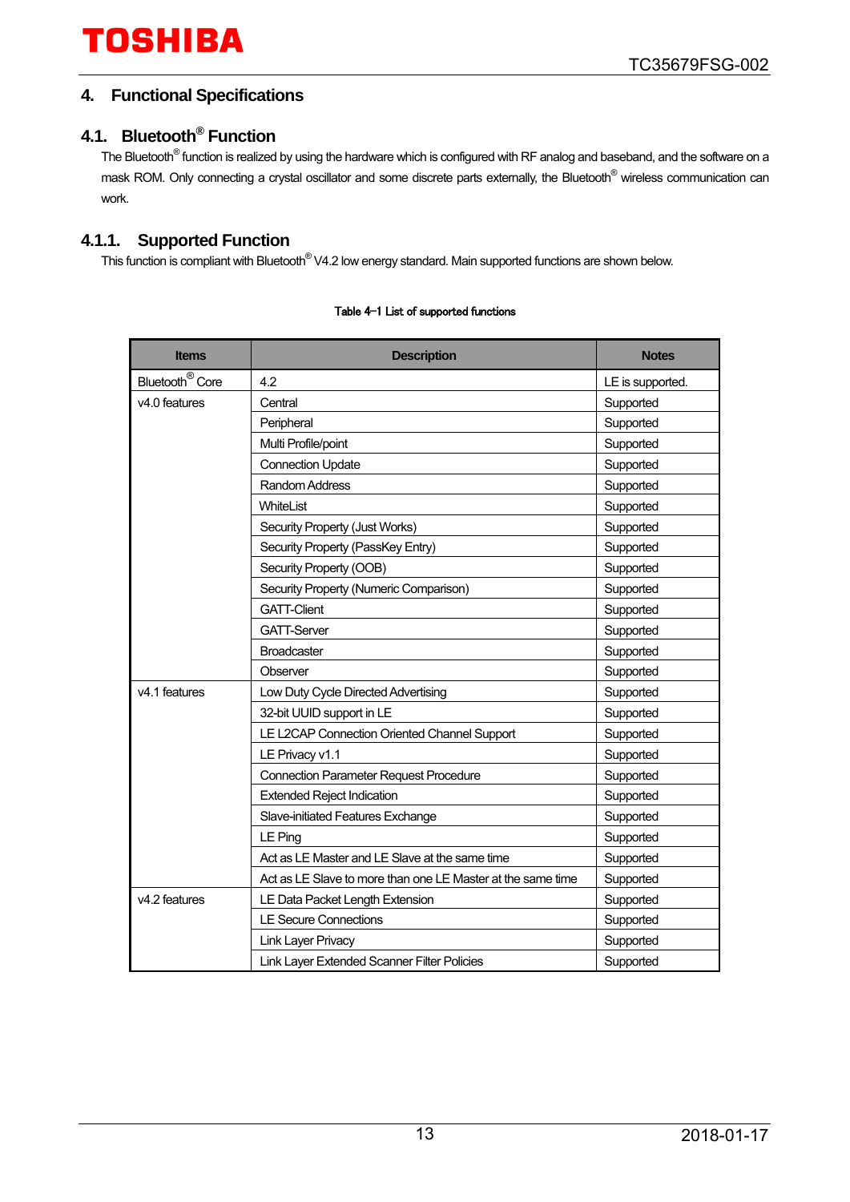# 4. Functional Specifications

## 4.1. Bluetooth® Function

The Bluetooth® function is realized by using the hardware which is configured with RF analog and baseband, and the software on a mask ROM. Only connecting a crystal oscillator and some discrete parts externally, the Bluetooth® wireless communication can work.

### 4.1.1. Supported Function

This function is compliant with Bluetooth® V4.2 low energy standard. Main supported functions are shown below.

Table 4-1 List of supported functions

| Items | Description | Notes |
|---|---|---|
| Bluetooth® Core | 4.2 | LE is supported. |
| v4.0 features | Central | Supported |
| | Peripheral | Supported |
| | Multi Profile/point | Supported |
| | Connection Update | Supported |
| | Random Address | Supported |
| | WhiteList | Supported |
| | Security Property (Just Works) | Supported |
| | Security Property (PassKey Entry) | Supported |
| | Security Property (OOB) | Supported |
| | Security Property (Numeric Comparison) | Supported |
| | GATT-Client | Supported |
| | GATT-Server | Supported |
| | Broadcaster | Supported |
| | Observer | Supported |
| v4.1 features | Low Duty Cycle Directed Advertising | Supported |
| | 32-bit UUID support in LE | Supported |
| | LE L2CAP Connection Oriented Channel Support | Supported |
| | LE Privacy v1.1 | Supported |
| | Connection Parameter Request Procedure | Supported |
| | Extended Reject Indication | Supported |
| | Slave-initiated Features Exchange | Supported |
| | LE Ping | Supported |
| | Act as LE Master and LE Slave at the same time | Supported |
| | Act as LE Slave to more than one LE Master at the same time | Supported |
| v4.2 features | LE Data Packet Length Extension | Supported |
| | LE Secure Connections | Supported |
| | Link Layer Privacy | Supported |
| | Link Layer Extended Scanner Filter Policies | Supported |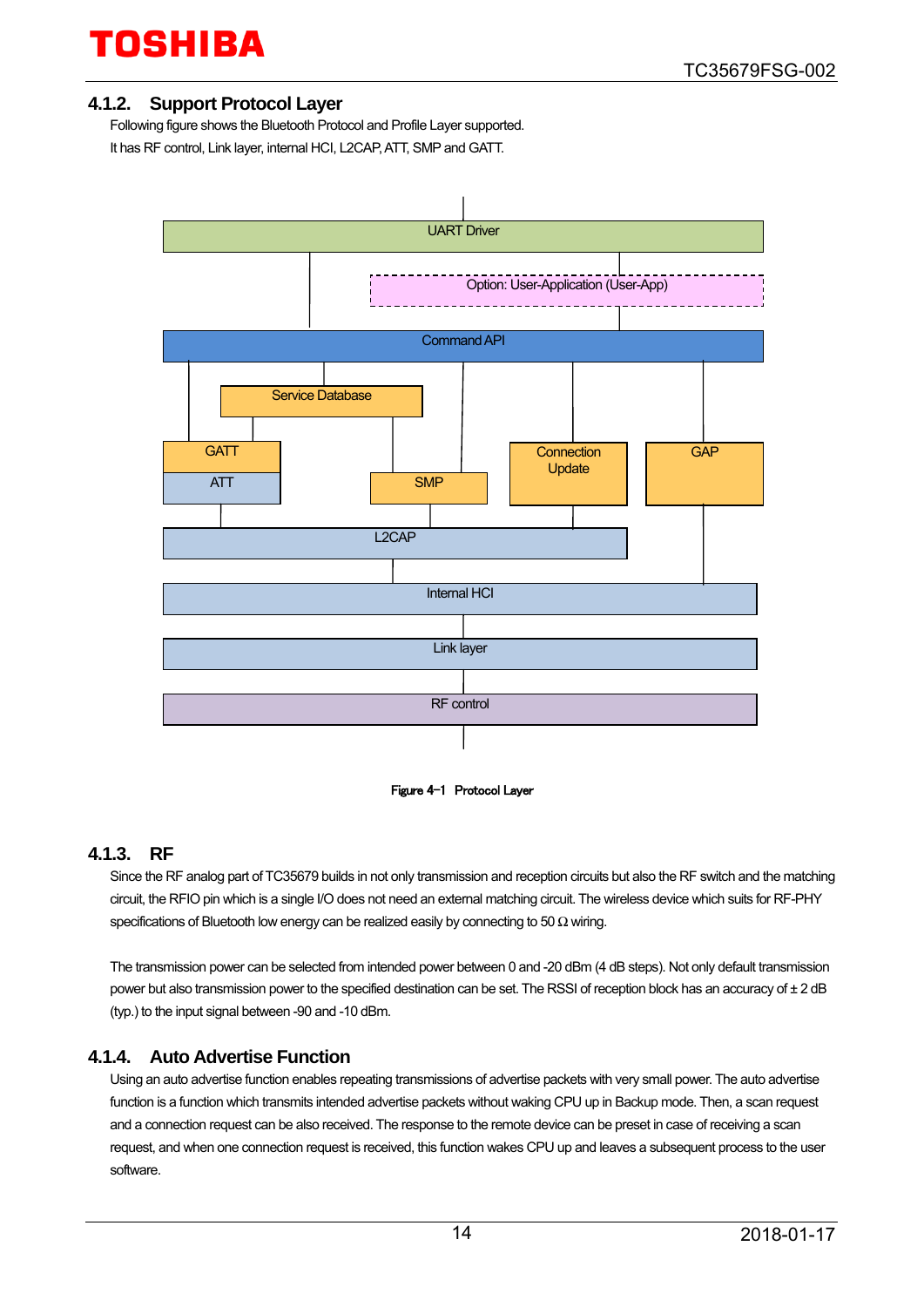### 4.1.2. Support Protocol Layer

Following figure shows the Bluetooth Protocol and Profile Layer supported.

It has RF control, Link layer, internal HCI, L2CAP, ATT, SMP and GATT.

UART Driver

Option: User-Application (User-App)

Command API

Service Database

GATT

ATT

SMP

Connection Update

GAP

L2CAP

Internal HCI

Link layer

RF control

Figure 4-1 Protocol Layer

### 4.1.3. RF

Since the RF analog part of TC35679 builds in not only transmission and reception circuits but also the RF switch and the matching circuit, the RFIO pin which is a single I/O does not need an external matching circuit. The wireless device which suits for RF-PHY specifications of Bluetooth low energy can be realized easily by connecting to 50 Ω wiring.

The transmission power can be selected from intended power between 0 and -20 dBm (4 dB steps). Not only default transmission power but also transmission power to the specified destination can be set. The RSSI of reception block has an accuracy of ± 2 dB (typ.) to the input signal between -90 and -10 dBm.

### 4.1.4. Auto Advertise Function

Using an auto advertise function enables repeating transmissions of advertise packets with very small power. The auto advertise function is a function which transmits intended advertise packets without waking CPU up in Backup mode. Then, a scan request and a connection request can be also received. The response to the remote device can be preset in case of receiving a scan request, and when one connection request is received, this function wakes CPU up and leaves a subsequent process to the user software.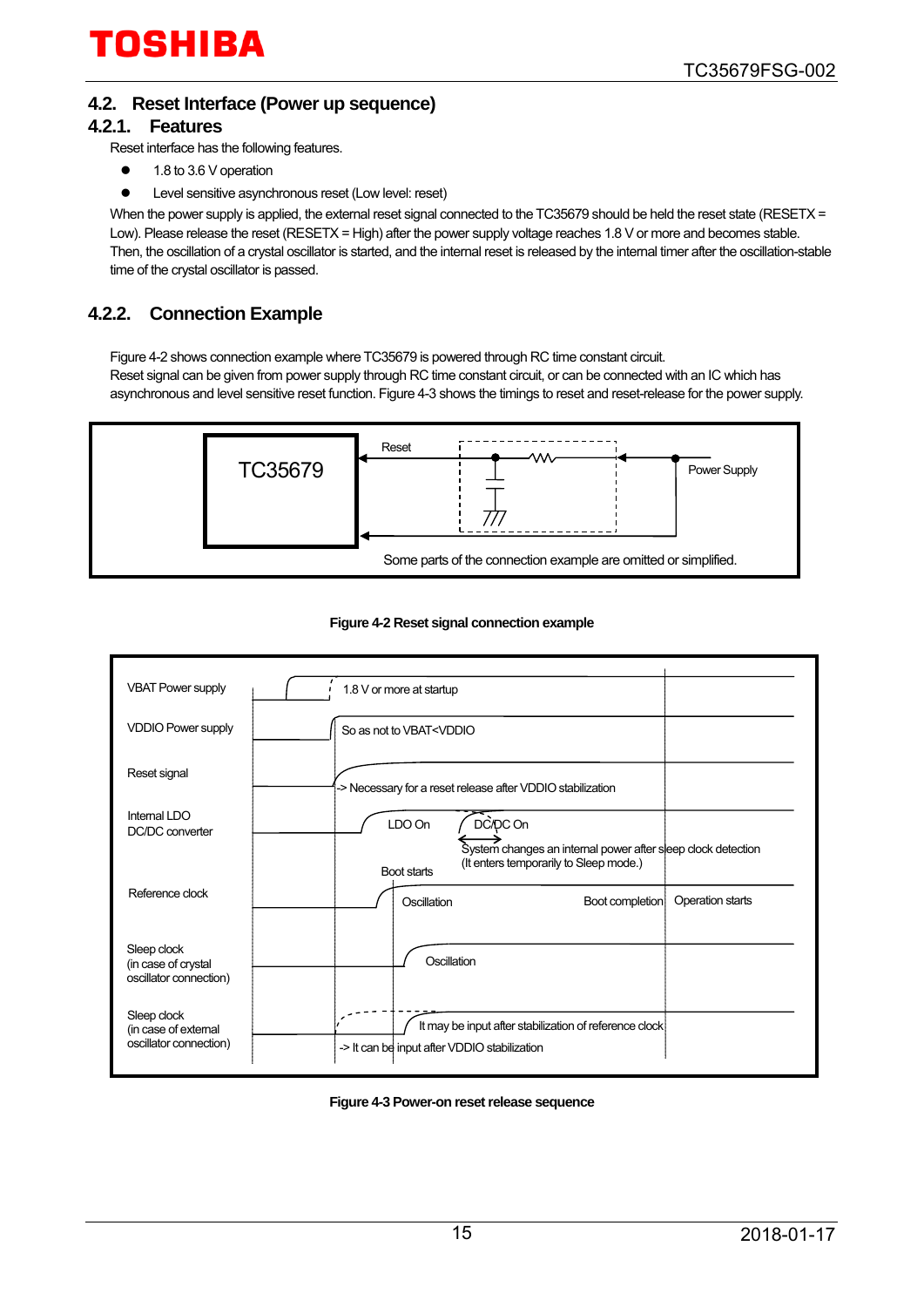## 4.2. Reset Interface (Power up sequence)

### 4.2.1. Features

Reset interface has the following features.

- 1.8 to 3.6 V operation
- Level sensitive asynchronous reset (Low level: reset)

When the power supply is applied, the external reset signal connected to the TC35679 should be held the reset state (RESETX = Low). Please release the reset (RESETX = High) after the power supply voltage reaches 1.8 V or more and becomes stable. Then, the oscillation of a crystal oscillator is started, and the internal reset is released by the internal timer after the oscillation-stable time of the crystal oscillator is passed.

### 4.2.2. Connection Example

Figure 4-2 shows connection example where TC35679 is powered through RC time constant circuit.
Reset signal can be given from power supply through RC time constant circuit, or can be connected with an IC which has asynchronous and level sensitive reset function. Figure 4-3 shows the timings to reset and reset-release for the power supply.

TC35679

Reset

Power Supply

Some parts of the connection example are omitted or simplified.

**Figure 4-2 Reset signal connection example**

VBAT Power supply — 1.8 V or more at startup

VDDIO Power supply — So as not to VBAT<VDDIO

Reset signal — -> Necessary for a reset release after VDDIO stabilization

Internal LDO DC/DC converter — LDO On — DC/DC On — System changes an internal power after sleep clock detection (It enters temporarily to Sleep mode.)

Boot starts

Reference clock — Oscillation — Boot completion — Operation starts

Sleep clock (in case of crystal oscillator connection) — Oscillation

Sleep clock (in case of external oscillator connection) — It may be input after stabilization of reference clock — -> It can be input after VDDIO stabilization

**Figure 4-3 Power-on reset release sequence**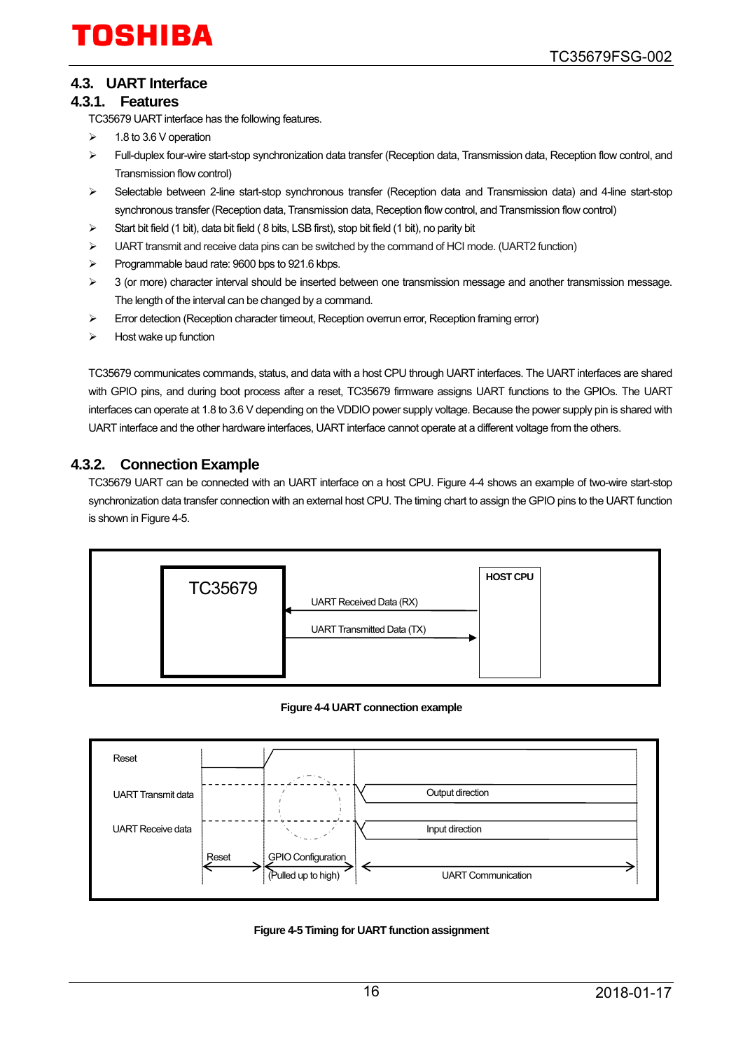## 4.3. UART Interface

### 4.3.1. Features

TC35679 UART interface has the following features.

- 1.8 to 3.6 V operation
- Full-duplex four-wire start-stop synchronization data transfer (Reception data, Transmission data, Reception flow control, and Transmission flow control)
- Selectable between 2-line start-stop synchronous transfer (Reception data and Transmission data) and 4-line start-stop synchronous transfer (Reception data, Transmission data, Reception flow control, and Transmission flow control)
- Start bit field (1 bit), data bit field ( 8 bits, LSB first), stop bit field (1 bit), no parity bit
- UART transmit and receive data pins can be switched by the command of HCI mode. (UART2 function)
- Programmable baud rate: 9600 bps to 921.6 kbps.
- 3 (or more) character interval should be inserted between one transmission message and another transmission message. The length of the interval can be changed by a command.
- Error detection (Reception character timeout, Reception overrun error, Reception framing error)
- Host wake up function

TC35679 communicates commands, status, and data with a host CPU through UART interfaces. The UART interfaces are shared with GPIO pins, and during boot process after a reset, TC35679 firmware assigns UART functions to the GPIOs. The UART interfaces can operate at 1.8 to 3.6 V depending on the VDDIO power supply voltage. Because the power supply pin is shared with UART interface and the other hardware interfaces, UART interface cannot operate at a different voltage from the others.

### 4.3.2. Connection Example

TC35679 UART can be connected with an UART interface on a host CPU. Figure 4-4 shows an example of two-wire start-stop synchronization data transfer connection with an external host CPU. The timing chart to assign the GPIO pins to the UART function is shown in Figure 4-5.

TC35679 | HOST CPU
UART Received Data (RX)
UART Transmitted Data (TX)

**Figure 4-4 UART connection example**

Reset
UART Transmit data — Output direction
UART Receive data — Input direction
Reset | GPIO Configuration (Pulled up to high) | UART Communication

**Figure 4-5 Timing for UART function assignment**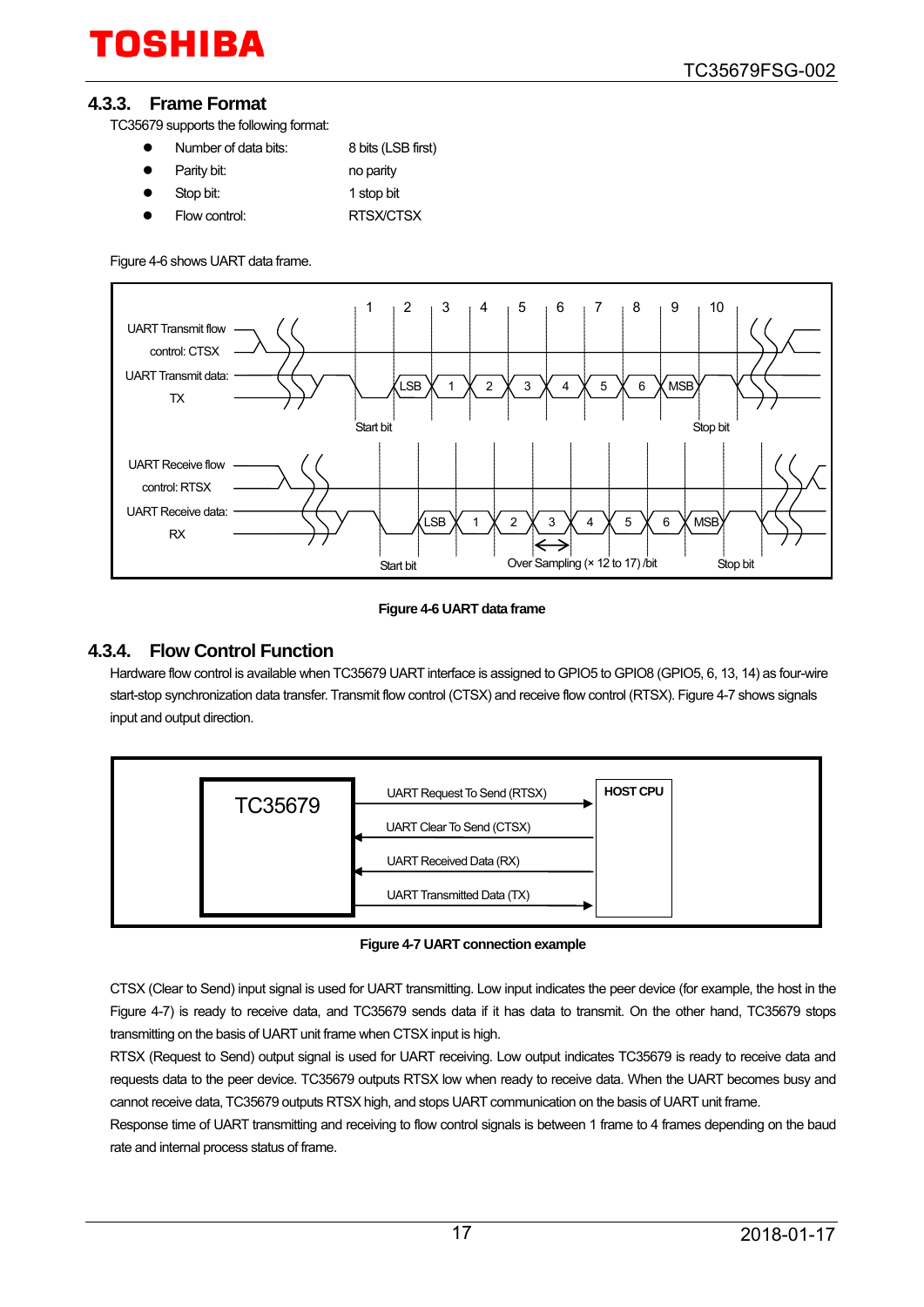### 4.3.3. Frame Format

TC35679 supports the following format:

- Number of data bits: 8 bits (LSB first)
- Parity bit: no parity
- Stop bit: 1 stop bit
- Flow control: RTSX/CTSX

Figure 4-6 shows UART data frame.

**Figure 4-6 UART data frame**

### 4.3.4. Flow Control Function

Hardware flow control is available when TC35679 UART interface is assigned to GPIO5 to GPIO8 (GPIO5, 6, 13, 14) as four-wire start-stop synchronization data transfer. Transmit flow control (CTSX) and receive flow control (RTSX). Figure 4-7 shows signals input and output direction.

**Figure 4-7 UART connection example**

CTSX (Clear to Send) input signal is used for UART transmitting. Low input indicates the peer device (for example, the host in the Figure 4-7) is ready to receive data, and TC35679 sends data if it has data to transmit. On the other hand, TC35679 stops transmitting on the basis of UART unit frame when CTSX input is high.

RTSX (Request to Send) output signal is used for UART receiving. Low output indicates TC35679 is ready to receive data and requests data to the peer device. TC35679 outputs RTSX low when ready to receive data. When the UART becomes busy and cannot receive data, TC35679 outputs RTSX high, and stops UART communication on the basis of UART unit frame.

Response time of UART transmitting and receiving to flow control signals is between 1 frame to 4 frames depending on the baud rate and internal process status of frame.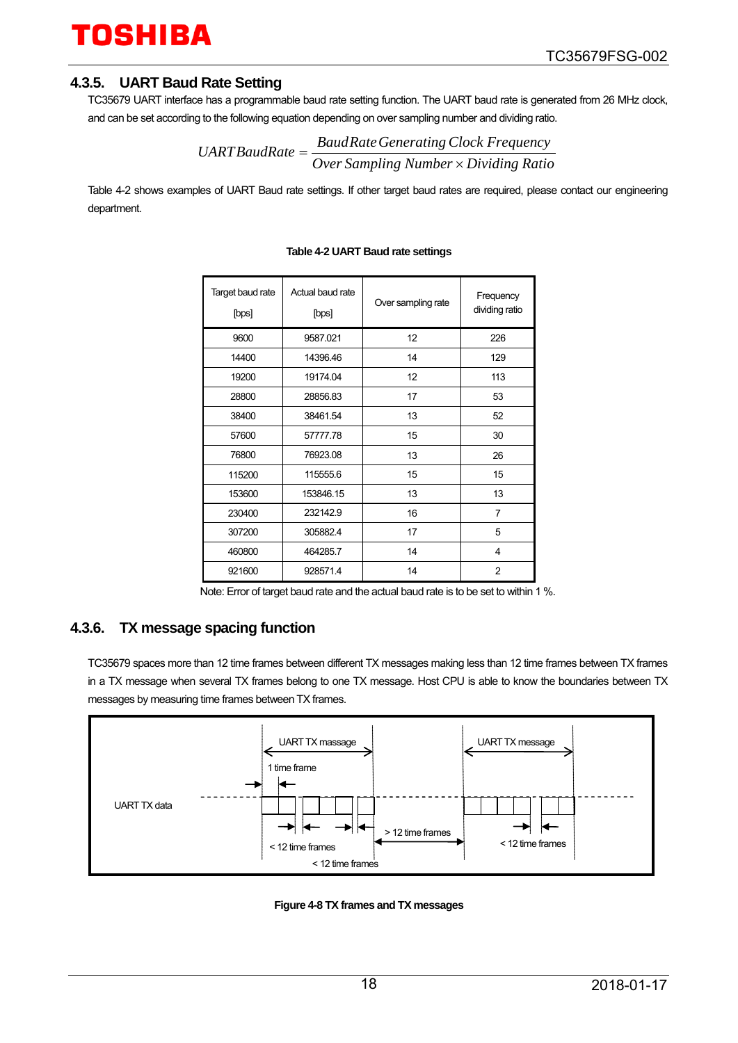### 4.3.5. UART Baud Rate Setting

TC35679 UART interface has a programmable baud rate setting function. The UART baud rate is generated from 26 MHz clock, and can be set according to the following equation depending on over sampling number and dividing ratio.

$$UART\,BaudRate = \frac{Baud\,Rate\,Generating\,Clock\,Frequency}{Over\,Sampling\,Number \times Dividing\,Ratio}$$

Table 4-2 shows examples of UART Baud rate settings. If other target baud rates are required, please contact our engineering department.

**Table 4-2 UART Baud rate settings**

| Target baud rate [bps] | Actual baud rate [bps] | Over sampling rate | Frequency dividing ratio |
|---|---|---|---|
| 9600 | 9587.021 | 12 | 226 |
| 14400 | 14396.46 | 14 | 129 |
| 19200 | 19174.04 | 12 | 113 |
| 28800 | 28856.83 | 17 | 53 |
| 38400 | 38461.54 | 13 | 52 |
| 57600 | 57777.78 | 15 | 30 |
| 76800 | 76923.08 | 13 | 26 |
| 115200 | 115555.6 | 15 | 15 |
| 153600 | 153846.15 | 13 | 13 |
| 230400 | 232142.9 | 16 | 7 |
| 307200 | 305882.4 | 17 | 5 |
| 460800 | 464285.7 | 14 | 4 |
| 921600 | 928571.4 | 14 | 2 |

Note: Error of target baud rate and the actual baud rate is to be set to within 1 %.

### 4.3.6. TX message spacing function

TC35679 spaces more than 12 time frames between different TX messages making less than 12 time frames between TX frames in a TX message when several TX frames belong to one TX message. Host CPU is able to know the boundaries between TX messages by measuring time frames between TX frames.

**Figure 4-8 TX frames and TX messages**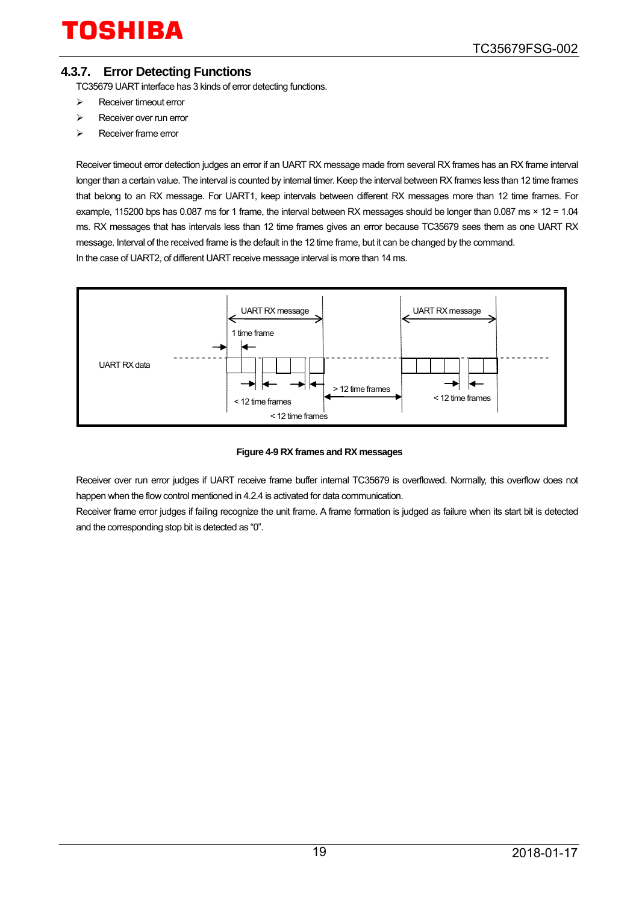### 4.3.7. Error Detecting Functions

TC35679 UART interface has 3 kinds of error detecting functions.

- Receiver timeout error
- Receiver over run error
- Receiver frame error

Receiver timeout error detection judges an error if an UART RX message made from several RX frames has an RX frame interval longer than a certain value. The interval is counted by internal timer. Keep the interval between RX frames less than 12 time frames that belong to an RX message. For UART1, keep intervals between different RX messages more than 12 time frames. For example, 115200 bps has 0.087 ms for 1 frame, the interval between RX messages should be longer than 0.087 ms × 12 = 1.04 ms. RX messages that has intervals less than 12 time frames gives an error because TC35679 sees them as one UART RX message. Interval of the received frame is the default in the 12 time frame, but it can be changed by the command.
In the case of UART2, of different UART receive message interval is more than 14 ms.

UART RX message | UART RX message | 1 time frame | UART RX data | < 12 time frames | > 12 time frames | < 12 time frames | < 12 time frames

**Figure 4-9 RX frames and RX messages**

Receiver over run error judges if UART receive frame buffer internal TC35679 is overflowed. Normally, this overflow does not happen when the flow control mentioned in 4.2.4 is activated for data communication.
Receiver frame error judges if failing recognize the unit frame. A frame formation is judged as failure when its start bit is detected and the corresponding stop bit is detected as “0”.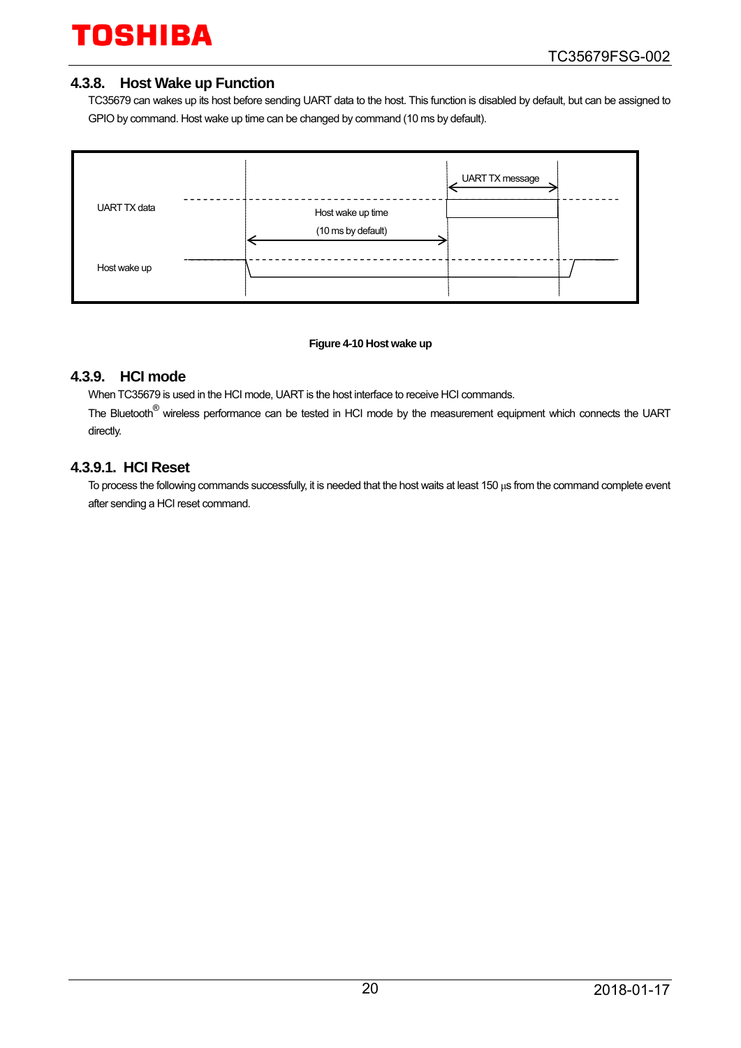### 4.3.8. Host Wake up Function

TC35679 can wakes up its host before sending UART data to the host. This function is disabled by default, but can be assigned to GPIO by command. Host wake up time can be changed by command (10 ms by default).

UART TX data

Host wake up

Host wake up time

(10 ms by default)

UART TX message

**Figure 4-10 Host wake up**

### 4.3.9. HCI mode

When TC35679 is used in the HCI mode, UART is the host interface to receive HCI commands.

The Bluetooth® wireless performance can be tested in HCI mode by the measurement equipment which connects the UART directly.

#### 4.3.9.1. HCI Reset

To process the following commands successfully, it is needed that the host waits at least 150 μs from the command complete event after sending a HCI reset command.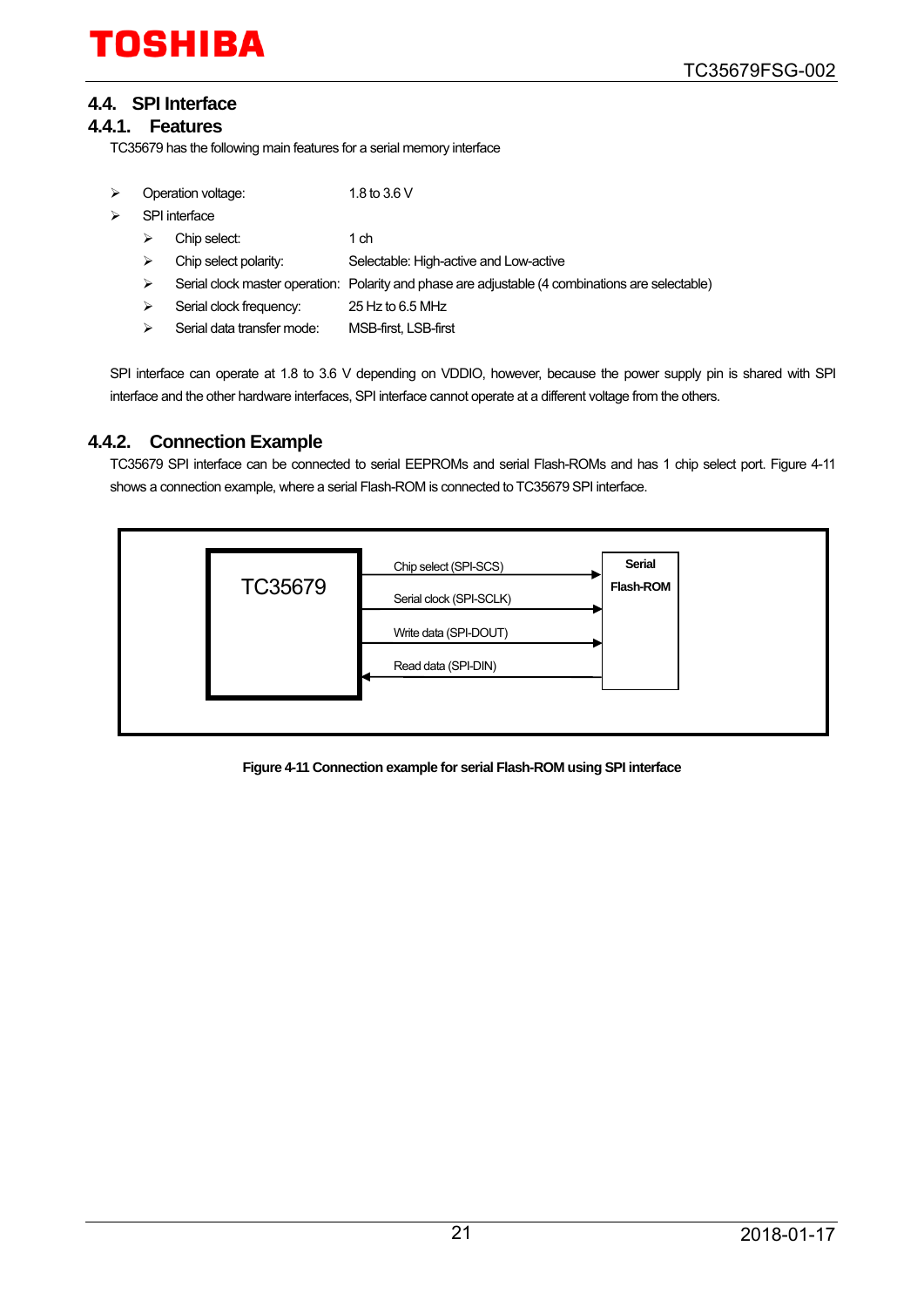## 4.4. SPI Interface

### 4.4.1. Features

TC35679 has the following main features for a serial memory interface

- Operation voltage: 1.8 to 3.6 V
- SPI interface
  - Chip select: 1 ch
  - Chip select polarity: Selectable: High-active and Low-active
  - Serial clock master operation: Polarity and phase are adjustable (4 combinations are selectable)
  - Serial clock frequency: 25 Hz to 6.5 MHz
  - Serial data transfer mode: MSB-first, LSB-first

SPI interface can operate at 1.8 to 3.6 V depending on VDDIO, however, because the power supply pin is shared with SPI interface and the other hardware interfaces, SPI interface cannot operate at a different voltage from the others.

### 4.4.2. Connection Example

TC35679 SPI interface can be connected to serial EEPROMs and serial Flash-ROMs and has 1 chip select port. Figure 4-11 shows a connection example, where a serial Flash-ROM is connected to TC35679 SPI interface.

TC35679

Chip select (SPI-SCS)

Serial clock (SPI-SCLK)

Write data (SPI-DOUT)

Read data (SPI-DIN)

Serial Flash-ROM

**Figure 4-11 Connection example for serial Flash-ROM using SPI interface**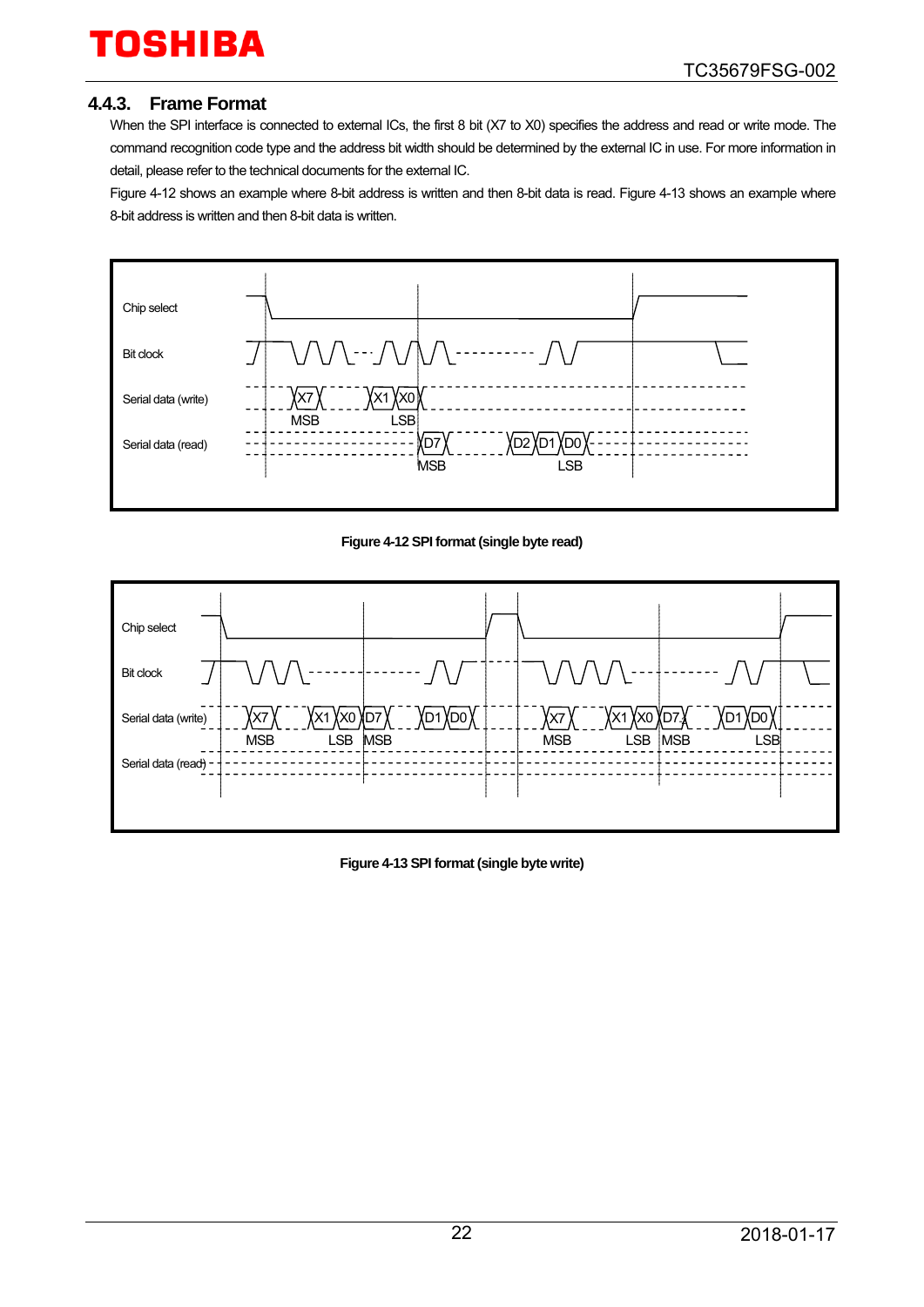### 4.4.3. Frame Format

When the SPI interface is connected to external ICs, the first 8 bit (X7 to X0) specifies the address and read or write mode. The command recognition code type and the address bit width should be determined by the external IC in use. For more information in detail, please refer to the technical documents for the external IC.

Figure 4-12 shows an example where 8-bit address is written and then 8-bit data is read. Figure 4-13 shows an example where 8-bit address is written and then 8-bit data is written.

Chip select
Bit clock
Serial data (write) X7 X1 X0 MSB LSB
Serial data (read) D7 D2 D1 D0 MSB LSB

**Figure 4-12 SPI format (single byte read)**

Chip select
Bit clock
Serial data (write) X7 X1 X0 D7 D1 D0 X7 X1 X0 D7 D1 D0 MSB LSB MSB MSB LSB MSB LSB
Serial data (read)

**Figure 4-13 SPI format (single byte write)**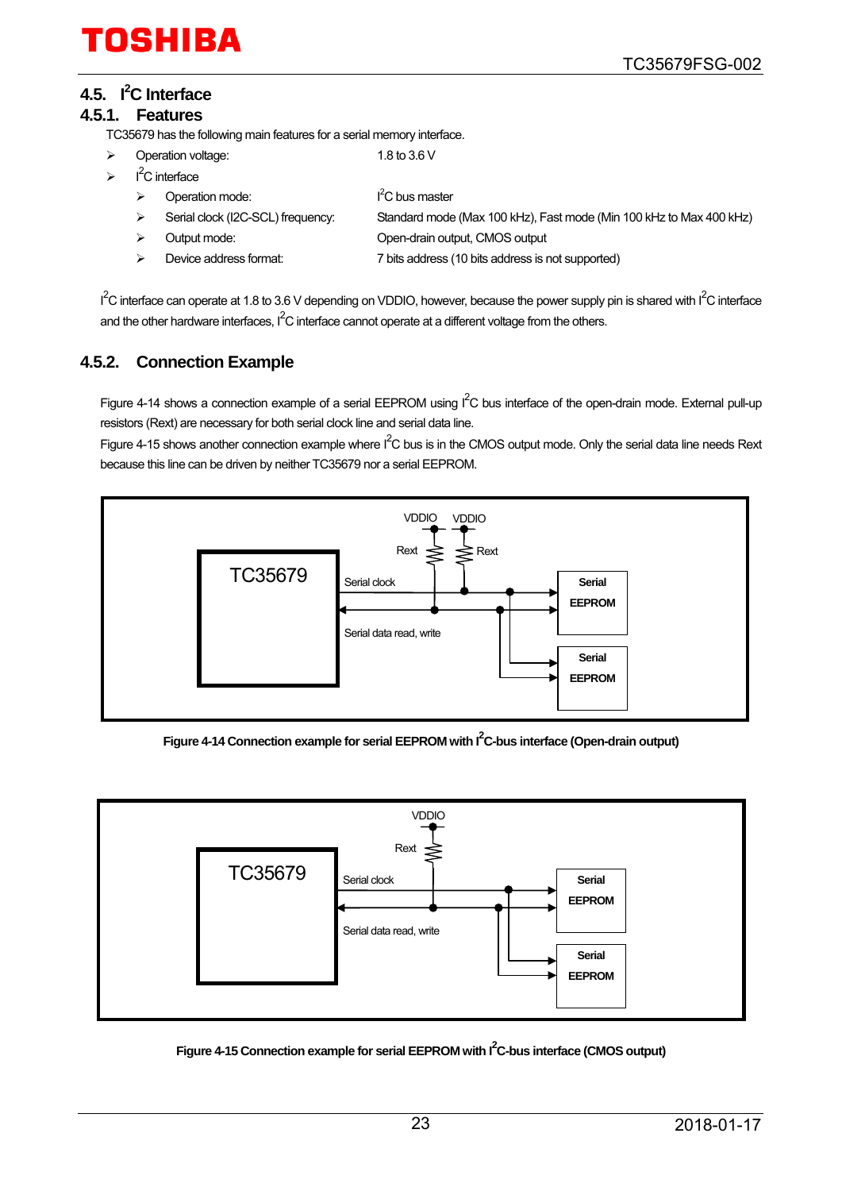## 4.5. I²C Interface

### 4.5.1. Features

TC35679 has the following main features for a serial memory interface.

- Operation voltage: 1.8 to 3.6 V
- I²C interface
  - Operation mode: I²C bus master
  - Serial clock (I2C-SCL) frequency: Standard mode (Max 100 kHz), Fast mode (Min 100 kHz to Max 400 kHz)
  - Output mode: Open-drain output, CMOS output
  - Device address format: 7 bits address (10 bits address is not supported)

I²C interface can operate at 1.8 to 3.6 V depending on VDDIO, however, because the power supply pin is shared with I²C interface and the other hardware interfaces, I²C interface cannot operate at a different voltage from the others.

### 4.5.2. Connection Example

Figure 4-14 shows a connection example of a serial EEPROM using I²C bus interface of the open-drain mode. External pull-up resistors (Rext) are necessary for both serial clock line and serial data line.

Figure 4-15 shows another connection example where I²C bus is in the CMOS output mode. Only the serial data line needs Rext because this line can be driven by neither TC35679 nor a serial EEPROM.

Figure 4-14 Connection example for serial EEPROM with I²C-bus interface (Open-drain output)

Figure 4-15 Connection example for serial EEPROM with I²C-bus interface (CMOS output)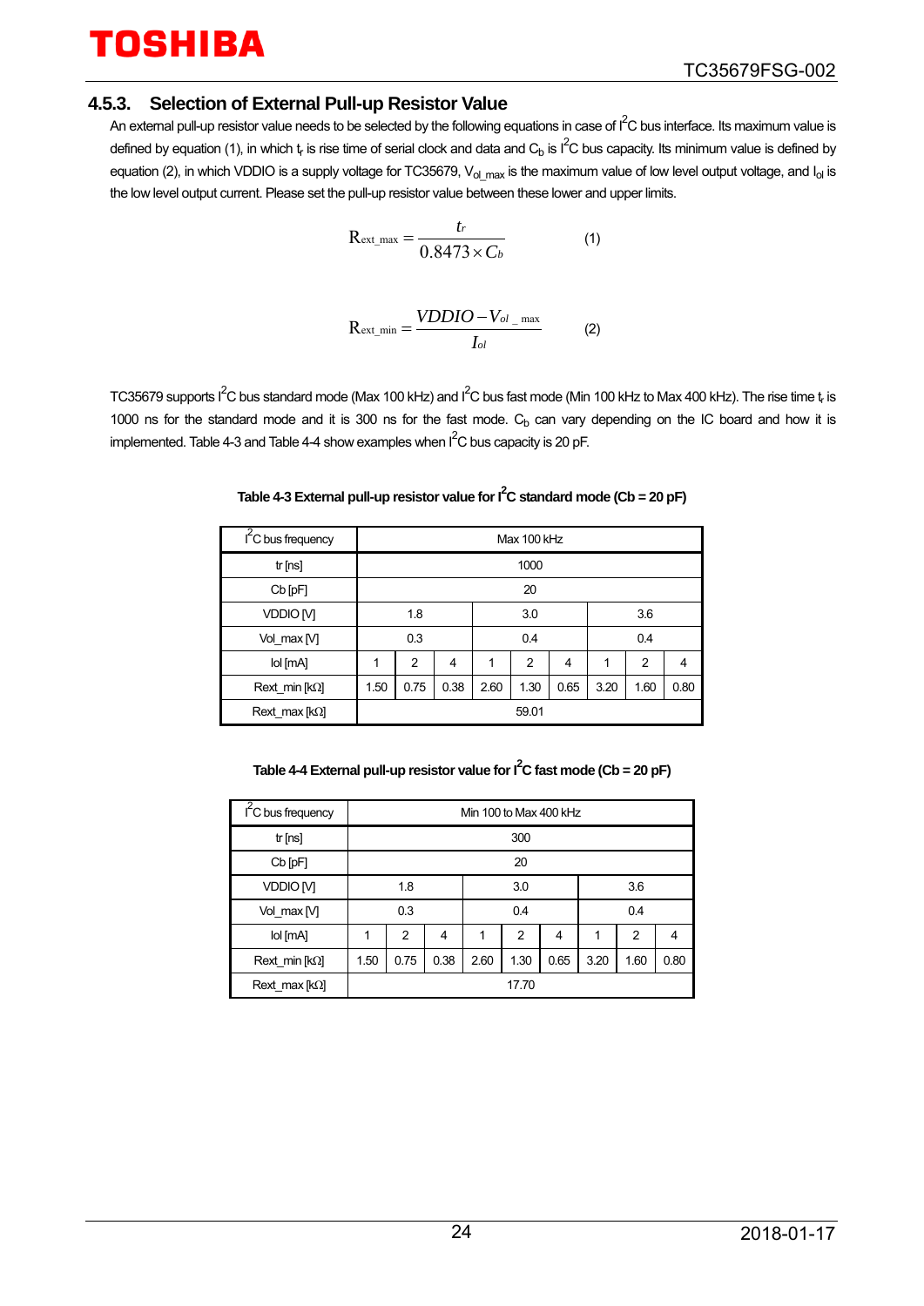### 4.5.3. Selection of External Pull-up Resistor Value

An external pull-up resistor value needs to be selected by the following equations in case of $I^2C$ bus interface. Its maximum value is defined by equation (1), in which $t_r$ is rise time of serial clock and data and $C_b$ is $I^2C$ bus capacity. Its minimum value is defined by equation (2), in which VDDIO is a supply voltage for TC35679, $V_{ol\_max}$ is the maximum value of low level output voltage, and $I_{ol}$ is the low level output current. Please set the pull-up resistor value between these lower and upper limits.

$$R_{ext\_max} = \frac{t_r}{0.8473 \times C_b} \qquad (1)$$

$$R_{ext\_min} = \frac{VDDIO - V_{ol\_max}}{I_{ol}} \qquad (2)$$

TC35679 supports $I^2C$ bus standard mode (Max 100 kHz) and $I^2C$ bus fast mode (Min 100 kHz to Max 400 kHz). The rise time $t_r$ is 1000 ns for the standard mode and it is 300 ns for the fast mode. $C_b$ can vary depending on the IC board and how it is implemented. Table 4-3 and Table 4-4 show examples when $I^2C$ bus capacity is 20 pF.

**Table 4-3 External pull-up resistor value for $I^2C$ standard mode (Cb = 20 pF)**

| $I^2C$ bus frequency | Max 100 kHz | | | | | | | | |
|---|---|---|---|---|---|---|---|---|---|
| tr [ns] | 1000 | | | | | | | | |
| Cb [pF] | 20 | | | | | | | | |
| VDDIO [V] | 1.8 | | | 3.0 | | | 3.6 | | |
| Vol_max [V] | 0.3 | | | 0.4 | | | 0.4 | | |
| Iol [mA] | 1 | 2 | 4 | 1 | 2 | 4 | 1 | 2 | 4 |
| Rext_min [kΩ] | 1.50 | 0.75 | 0.38 | 2.60 | 1.30 | 0.65 | 3.20 | 1.60 | 0.80 |
| Rext_max [kΩ] | 59.01 | | | | | | | | |

**Table 4-4 External pull-up resistor value for $I^2C$ fast mode (Cb = 20 pF)**

| $I^2C$ bus frequency | Min 100 to Max 400 kHz | | | | | | | | |
|---|---|---|---|---|---|---|---|---|---|
| tr [ns] | 300 | | | | | | | | |
| Cb [pF] | 20 | | | | | | | | |
| VDDIO [V] | 1.8 | | | 3.0 | | | 3.6 | | |
| Vol_max [V] | 0.3 | | | 0.4 | | | 0.4 | | |
| Iol [mA] | 1 | 2 | 4 | 1 | 2 | 4 | 1 | 2 | 4 |
| Rext_min [kΩ] | 1.50 | 0.75 | 0.38 | 2.60 | 1.30 | 0.65 | 3.20 | 1.60 | 0.80 |
| Rext_max [kΩ] | 17.70 | | | | | | | | |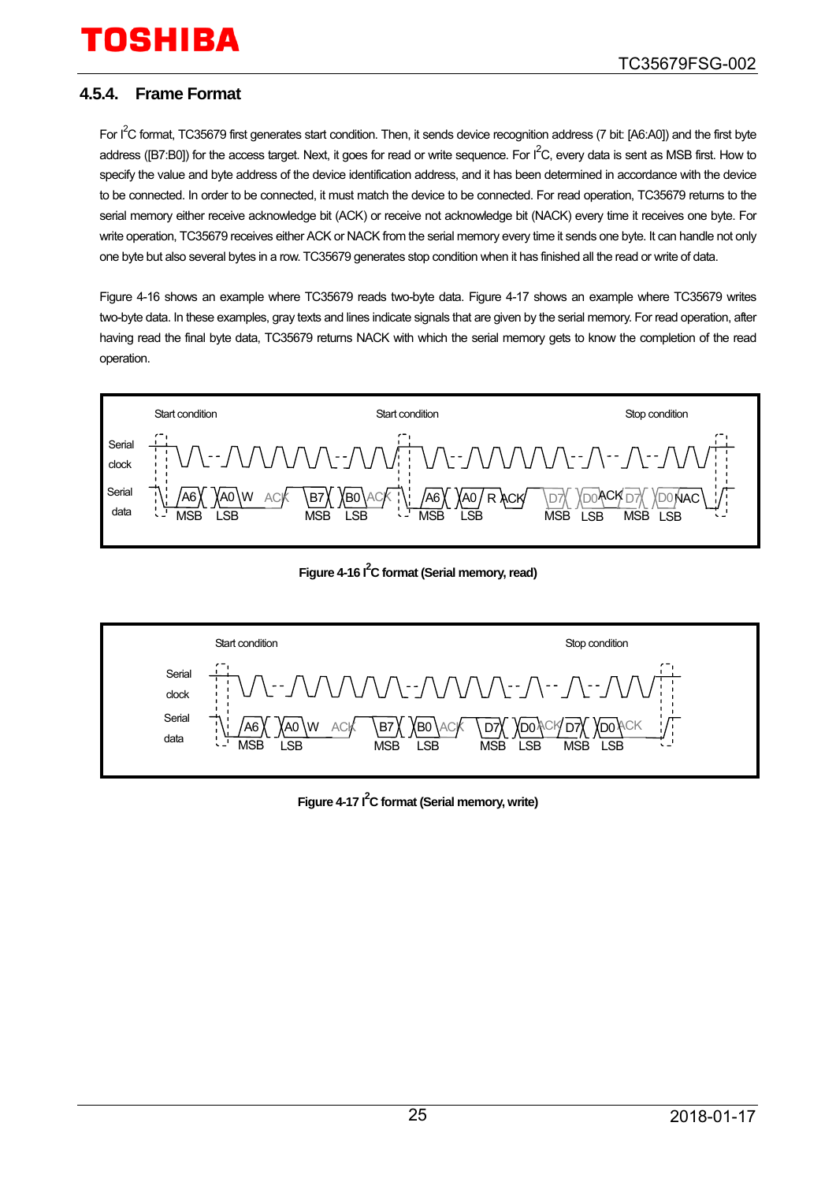### 4.5.4. Frame Format

For $I^2C$ format, TC35679 first generates start condition. Then, it sends device recognition address (7 bit: [A6:A0]) and the first byte address ([B7:B0]) for the access target. Next, it goes for read or write sequence. For $I^2C$, every data is sent as MSB first. How to specify the value and byte address of the device identification address, and it has been determined in accordance with the device to be connected. In order to be connected, it must match the device to be connected. For read operation, TC35679 returns to the serial memory either receive acknowledge bit (ACK) or receive not acknowledge bit (NACK) every time it receives one byte. For write operation, TC35679 receives either ACK or NACK from the serial memory every time it sends one byte. It can handle not only one byte but also several bytes in a row. TC35679 generates stop condition when it has finished all the read or write of data.

Figure 4-16 shows an example where TC35679 reads two-byte data. Figure 4-17 shows an example where TC35679 writes two-byte data. In these examples, gray texts and lines indicate signals that are given by the serial memory. For read operation, after having read the final byte data, TC35679 returns NACK with which the serial memory gets to know the completion of the read operation.

**Figure 4-16 $I^2C$ format (Serial memory, read)**

**Figure 4-17 $I^2C$ format (Serial memory, write)**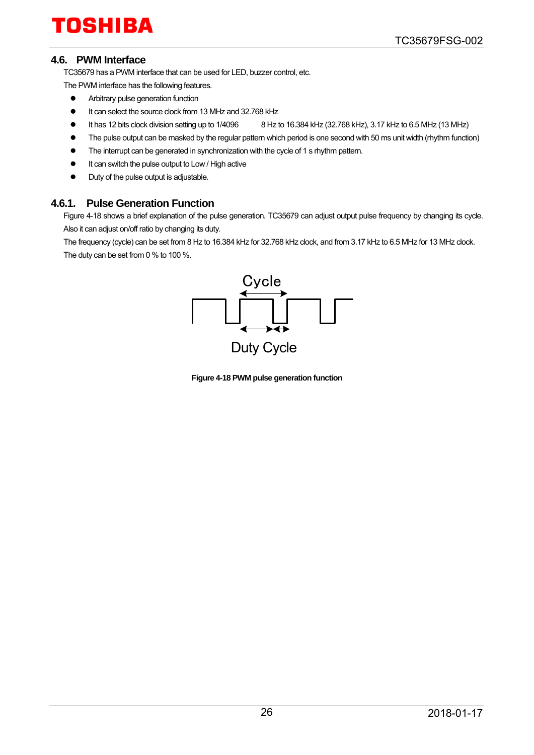## 4.6. PWM Interface

TC35679 has a PWM interface that can be used for LED, buzzer control, etc.

The PWM interface has the following features.

- Arbitrary pulse generation function
- It can select the source clock from 13 MHz and 32.768 kHz
- It has 12 bits clock division setting up to 1/4096 8 Hz to 16.384 kHz (32.768 kHz), 3.17 kHz to 6.5 MHz (13 MHz)
- The pulse output can be masked by the regular pattern which period is one second with 50 ms unit width (rhythm function)
- The interrupt can be generated in synchronization with the cycle of 1 s rhythm pattern.
- It can switch the pulse output to Low / High active
- Duty of the pulse output is adjustable.

### 4.6.1. Pulse Generation Function

Figure 4-18 shows a brief explanation of the pulse generation. TC35679 can adjust output pulse frequency by changing its cycle. Also it can adjust on/off ratio by changing its duty.

The frequency (cycle) can be set from 8 Hz to 16.384 kHz for 32.768 kHz clock, and from 3.17 kHz to 6.5 MHz for 13 MHz clock.

The duty can be set from 0 % to 100 %.

Cycle

Duty Cycle

**Figure 4-18 PWM pulse generation function**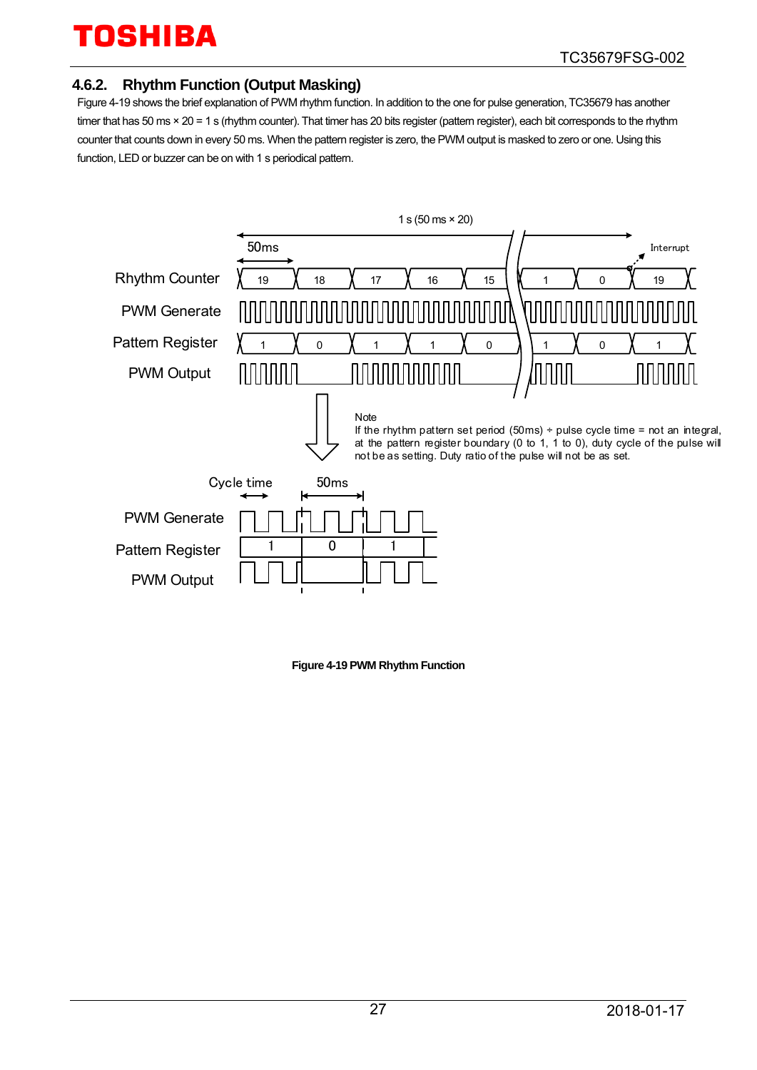### 4.6.2. Rhythm Function (Output Masking)

Figure 4-19 shows the brief explanation of PWM rhythm function. In addition to the one for pulse generation, TC35679 has another timer that has 50 ms × 20 = 1 s (rhythm counter). That timer has 20 bits register (pattern register), each bit corresponds to the rhythm counter that counts down in every 50 ms. When the pattern register is zero, the PWM output is masked to zero or one. Using this function, LED or buzzer can be on with 1 s periodical pattern.

Note
If the rhythm pattern set period (50ms) ÷ pulse cycle time = not an integral, at the pattern register boundary (0 to 1, 1 to 0), duty cycle of the pulse will not be as setting. Duty ratio of the pulse will not be as set.

**Figure 4-19 PWM Rhythm Function**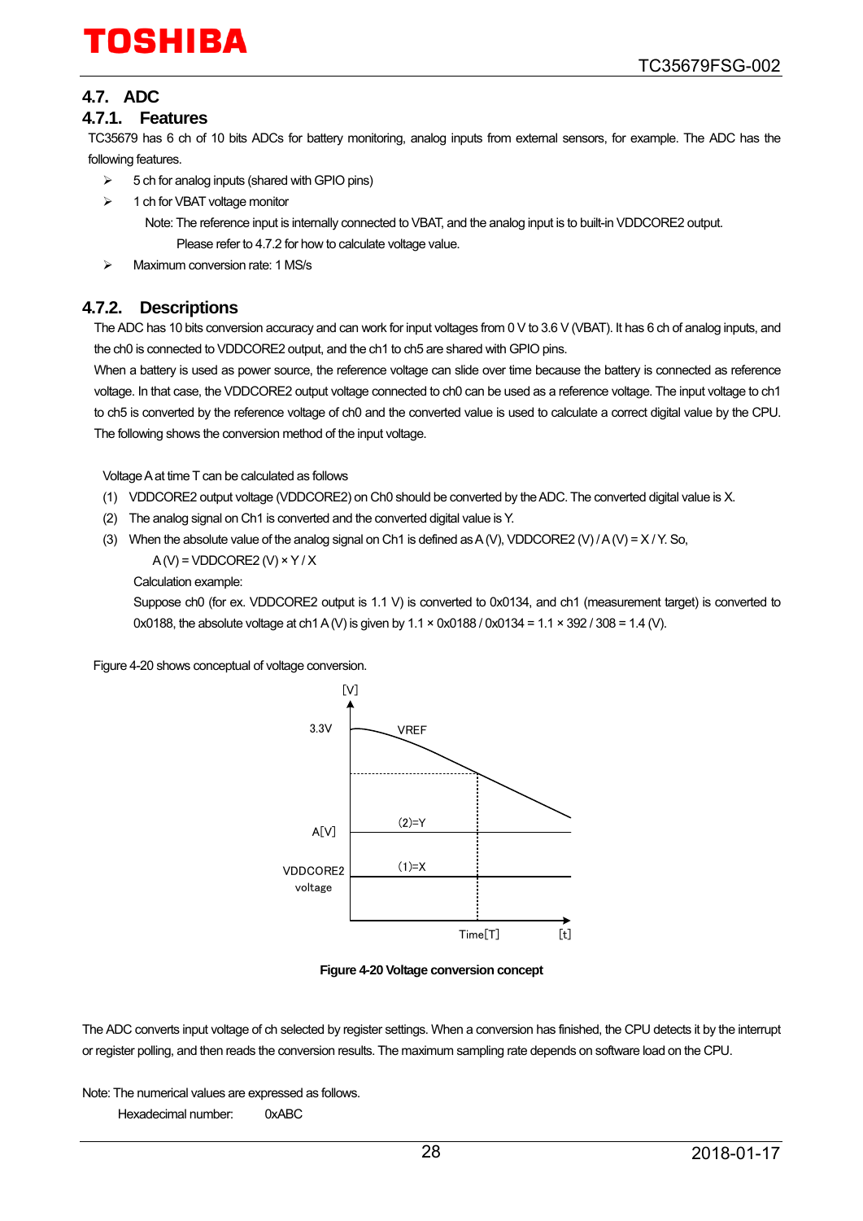## 4.7. ADC

### 4.7.1. Features

TC35679 has 6 ch of 10 bits ADCs for battery monitoring, analog inputs from external sensors, for example. The ADC has the following features.

- 5 ch for analog inputs (shared with GPIO pins)
- 1 ch for VBAT voltage monitor

  Note: The reference input is internally connected to VBAT, and the analog input is to built-in VDDCORE2 output. Please refer to 4.7.2 for how to calculate voltage value.
- Maximum conversion rate: 1 MS/s

### 4.7.2. Descriptions

The ADC has 10 bits conversion accuracy and can work for input voltages from 0 V to 3.6 V (VBAT). It has 6 ch of analog inputs, and the ch0 is connected to VDDCORE2 output, and the ch1 to ch5 are shared with GPIO pins.

When a battery is used as power source, the reference voltage can slide over time because the battery is connected as reference voltage. In that case, the VDDCORE2 output voltage connected to ch0 can be used as a reference voltage. The input voltage to ch1 to ch5 is converted by the reference voltage of ch0 and the converted value is used to calculate a correct digital value by the CPU. The following shows the conversion method of the input voltage.

Voltage A at time T can be calculated as follows

(1) VDDCORE2 output voltage (VDDCORE2) on Ch0 should be converted by the ADC. The converted digital value is X.

(2) The analog signal on Ch1 is converted and the converted digital value is Y.

(3) When the absolute value of the analog signal on Ch1 is defined as A (V), VDDCORE2 (V) / A (V) = X / Y. So,

A (V) = VDDCORE2 (V) × Y / X

Calculation example:

Suppose ch0 (for ex. VDDCORE2 output is 1.1 V) is converted to 0x0134, and ch1 (measurement target) is converted to 0x0188, the absolute voltage at ch1 A (V) is given by 1.1 × 0x0188 / 0x0134 = 1.1 × 392 / 308 = 1.4 (V).

Figure 4-20 shows conceptual of voltage conversion.

**Figure 4-20 Voltage conversion concept**

The ADC converts input voltage of ch selected by register settings. When a conversion has finished, the CPU detects it by the interrupt or register polling, and then reads the conversion results. The maximum sampling rate depends on software load on the CPU.

Note: The numerical values are expressed as follows.

Hexadecimal number: 0xABC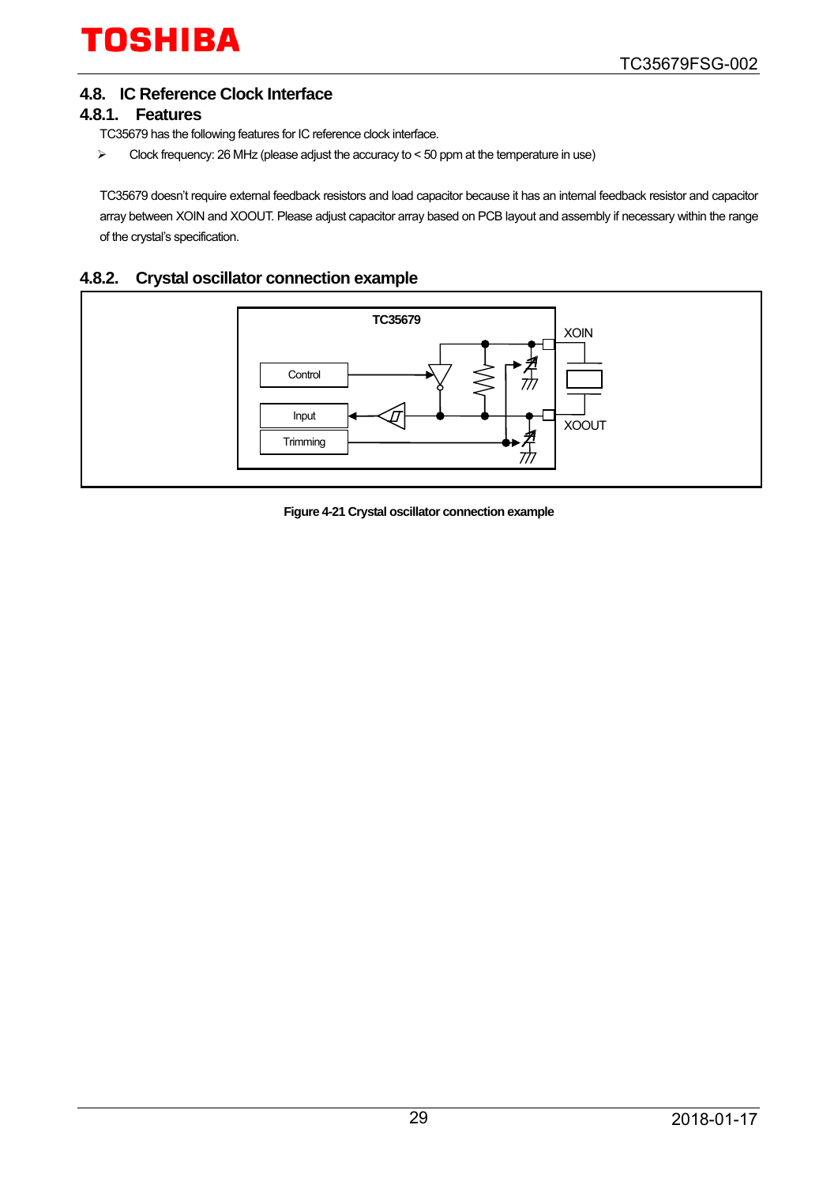## 4.8. IC Reference Clock Interface

### 4.8.1. Features

TC35679 has the following features for IC reference clock interface.

- Clock frequency: 26 MHz (please adjust the accuracy to < 50 ppm at the temperature in use)

TC35679 doesn't require external feedback resistors and load capacitor because it has an internal feedback resistor and capacitor array between XOIN and XOOUT. Please adjust capacitor array based on PCB layout and assembly if necessary within the range of the crystal's specification.

### 4.8.2. Crystal oscillator connection example

TC35679

Control

Input

Trimming

XOIN

XOOUT

**Figure 4-21 Crystal oscillator connection example**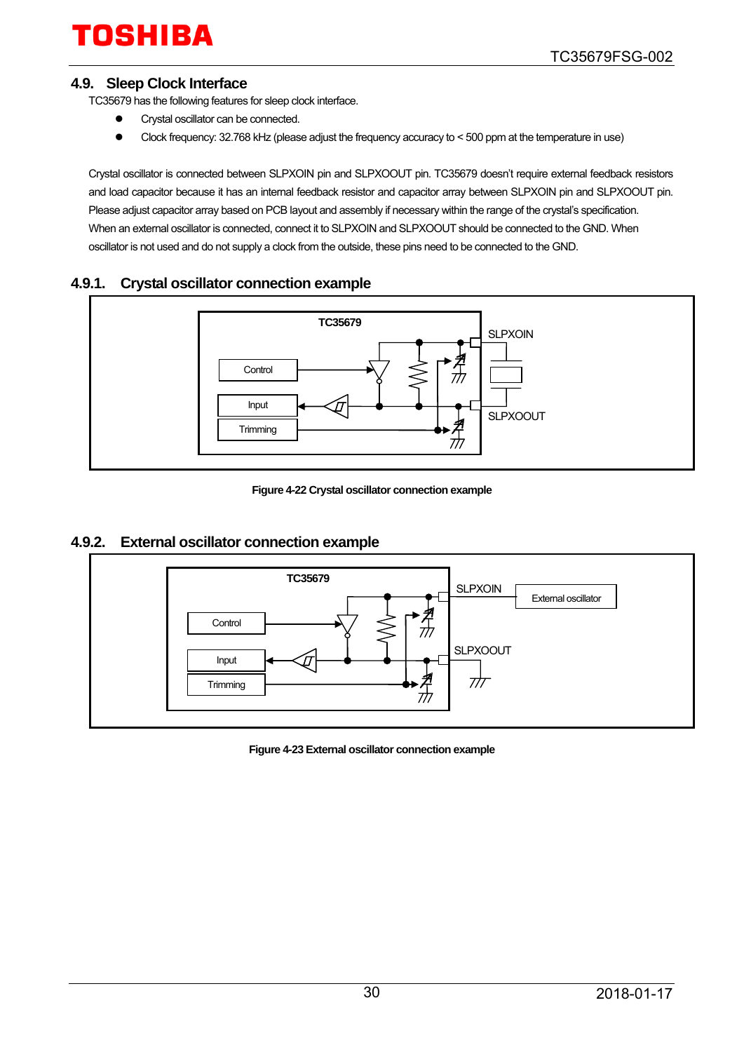## 4.9. Sleep Clock Interface

TC35679 has the following features for sleep clock interface.

- Crystal oscillator can be connected.
- Clock frequency: 32.768 kHz (please adjust the frequency accuracy to < 500 ppm at the temperature in use)

Crystal oscillator is connected between SLPXOIN pin and SLPXOOUT pin. TC35679 doesn't require external feedback resistors and load capacitor because it has an internal feedback resistor and capacitor array between SLPXOIN pin and SLPXOOUT pin. Please adjust capacitor array based on PCB layout and assembly if necessary within the range of the crystal's specification.
When an external oscillator is connected, connect it to SLPXOIN and SLPXOOUT should be connected to the GND. When oscillator is not used and do not supply a clock from the outside, these pins need to be connected to the GND.

### 4.9.1. Crystal oscillator connection example

TC35679 Control Input Trimming SLPXOIN SLPXOOUT

Figure 4-22 Crystal oscillator connection example

### 4.9.2. External oscillator connection example

TC35679 Control Input Trimming SLPXOIN External oscillator SLPXOOUT

Figure 4-23 External oscillator connection example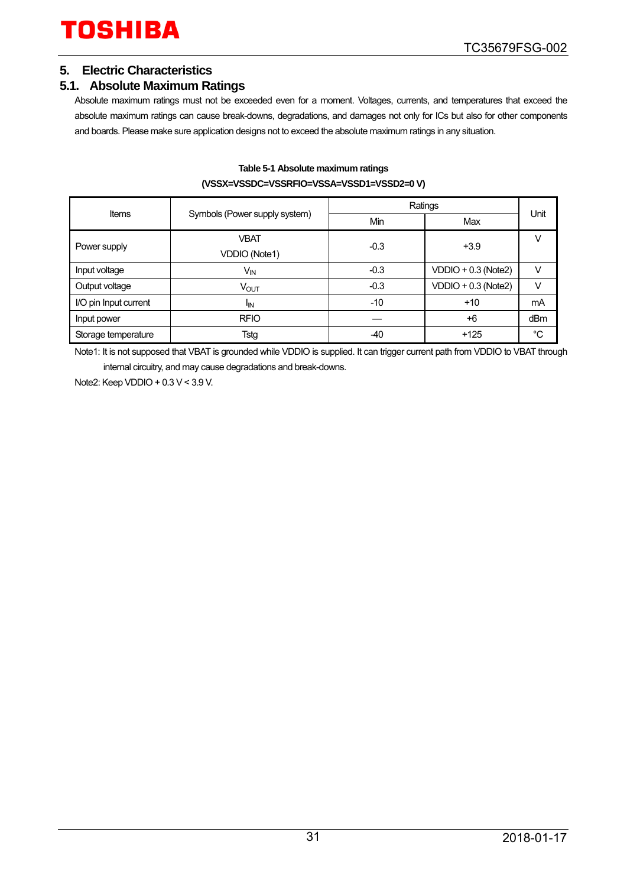## 5. Electric Characteristics

### 5.1. Absolute Maximum Ratings

Absolute maximum ratings must not be exceeded even for a moment. Voltages, currents, and temperatures that exceed the absolute maximum ratings can cause break-downs, degradations, and damages not only for ICs but also for other components and boards. Please make sure application designs not to exceed the absolute maximum ratings in any situation.

**Table 5-1 Absolute maximum ratings**
**(VSSX=VSSDC=VSSRFIO=VSSA=VSSD1=VSSD2=0 V)**

| Items | Symbols (Power supply system) | Ratings | | Unit |
|---|---|---|---|---|
| | | Min | Max | |
| Power supply | VBAT<br>VDDIO (Note1) | -0.3 | +3.9 | V |
| Input voltage | $V_{IN}$ | -0.3 | VDDIO + 0.3 (Note2) | V |
| Output voltage | $V_{OUT}$ | -0.3 | VDDIO + 0.3 (Note2) | V |
| I/O pin Input current | $I_{IN}$ | -10 | +10 | mA |
| Input power | RFIO | — | +6 | dBm |
| Storage temperature | Tstg | -40 | +125 | °C |

Note1: It is not supposed that VBAT is grounded while VDDIO is supplied. It can trigger current path from VDDIO to VBAT through internal circuitry, and may cause degradations and break-downs.

Note2: Keep VDDIO + 0.3 V < 3.9 V.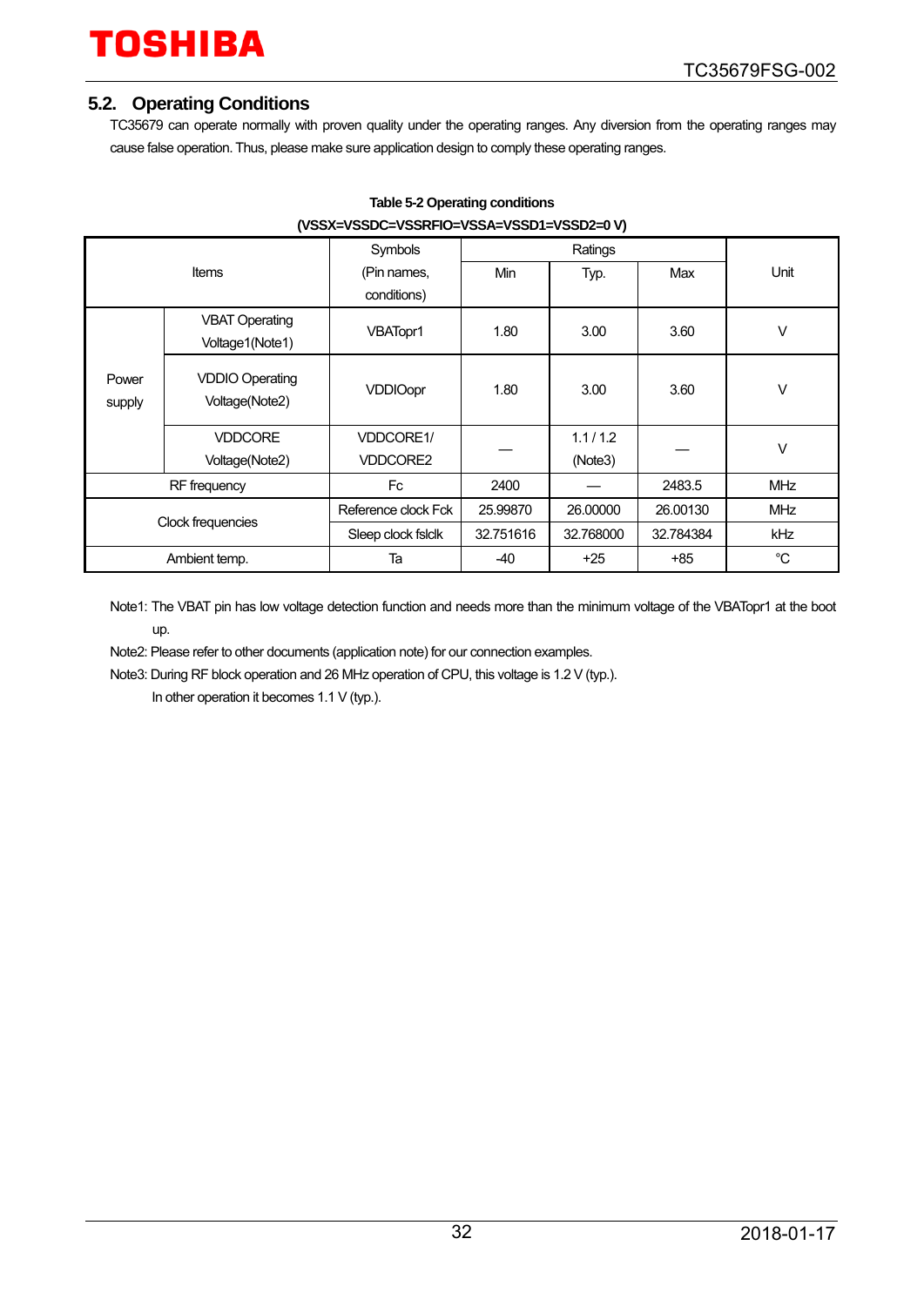## 5.2. Operating Conditions

TC35679 can operate normally with proven quality under the operating ranges. Any diversion from the operating ranges may cause false operation. Thus, please make sure application design to comply these operating ranges.

**Table 5-2 Operating conditions**
**(VSSX=VSSDC=VSSRFIO=VSSA=VSSD1=VSSD2=0 V)**

| Items | | Symbols (Pin names, conditions) | Ratings | | | Unit |
|---|---|---|---|---|---|---|
| | | | Min | Typ. | Max | |
| Power supply | VBAT Operating Voltage1(Note1) | VBATopr1 | 1.80 | 3.00 | 3.60 | V |
| | VDDIO Operating Voltage(Note2) | VDDIOopr | 1.80 | 3.00 | 3.60 | V |
| | VDDCORE Voltage(Note2) | VDDCORE1/ VDDCORE2 | — | 1.1 / 1.2 (Note3) | — | V |
| RF frequency | | Fc | 2400 | — | 2483.5 | MHz |
| Clock frequencies | | Reference clock Fck | 25.99870 | 26.00000 | 26.00130 | MHz |
| | | Sleep clock fslclk | 32.751616 | 32.768000 | 32.784384 | kHz |
| Ambient temp. | | Ta | -40 | +25 | +85 | °C |

Note1: The VBAT pin has low voltage detection function and needs more than the minimum voltage of the VBATopr1 at the boot up.

Note2: Please refer to other documents (application note) for our connection examples.

Note3: During RF block operation and 26 MHz operation of CPU, this voltage is 1.2 V (typ.).
In other operation it becomes 1.1 V (typ.).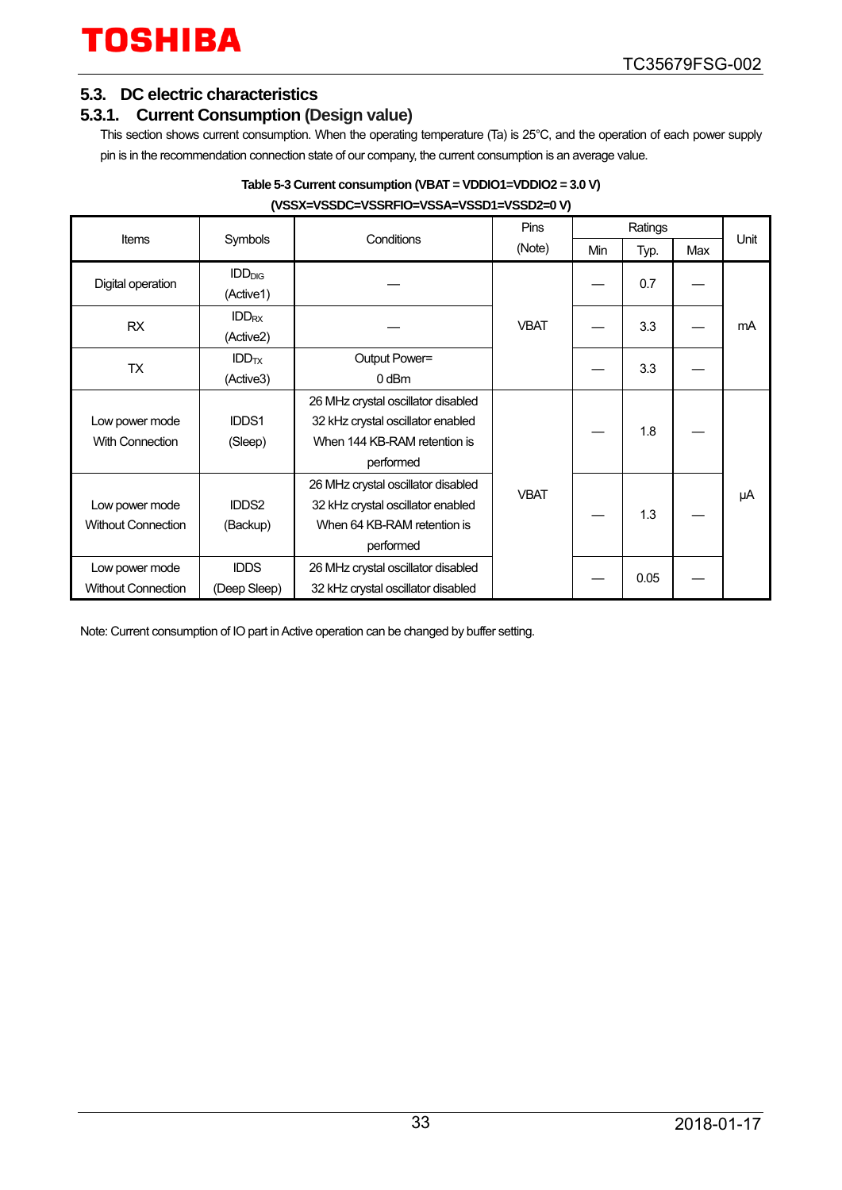## 5.3. DC electric characteristics

### 5.3.1. Current Consumption (Design value)

This section shows current consumption. When the operating temperature (Ta) is 25°C, and the operation of each power supply pin is in the recommendation connection state of our company, the current consumption is an average value.

**Table 5-3 Current consumption (VBAT = VDDIO1=VDDIO2 = 3.0 V)**
**(VSSX=VSSDC=VSSRFIO=VSSA=VSSD1=VSSD2=0 V)**

| Items | Symbols | Conditions | Pins (Note) | Ratings | | | Unit |
|---|---|---|---|---|---|---|---|
| | | | | Min | Typ. | Max | |
| Digital operation | $IDD_{DIG}$ (Active1) | — | VBAT | — | 0.7 | — | mA |
| RX | $IDD_{RX}$ (Active2) | — | VBAT | — | 3.3 | — | mA |
| TX | $IDD_{TX}$ (Active3) | Output Power= 0 dBm | VBAT | — | 3.3 | — | mA |
| Low power mode With Connection | IDDS1 (Sleep) | 26 MHz crystal oscillator disabled 32 kHz crystal oscillator enabled When 144 KB-RAM retention is performed | VBAT | — | 1.8 | — | μA |
| Low power mode Without Connection | IDDS2 (Backup) | 26 MHz crystal oscillator disabled 32 kHz crystal oscillator enabled When 64 KB-RAM retention is performed | VBAT | — | 1.3 | — | μA |
| Low power mode Without Connection | IDDS (Deep Sleep) | 26 MHz crystal oscillator disabled 32 kHz crystal oscillator disabled | VBAT | — | 0.05 | — | μA |

Note: Current consumption of IO part in Active operation can be changed by buffer setting.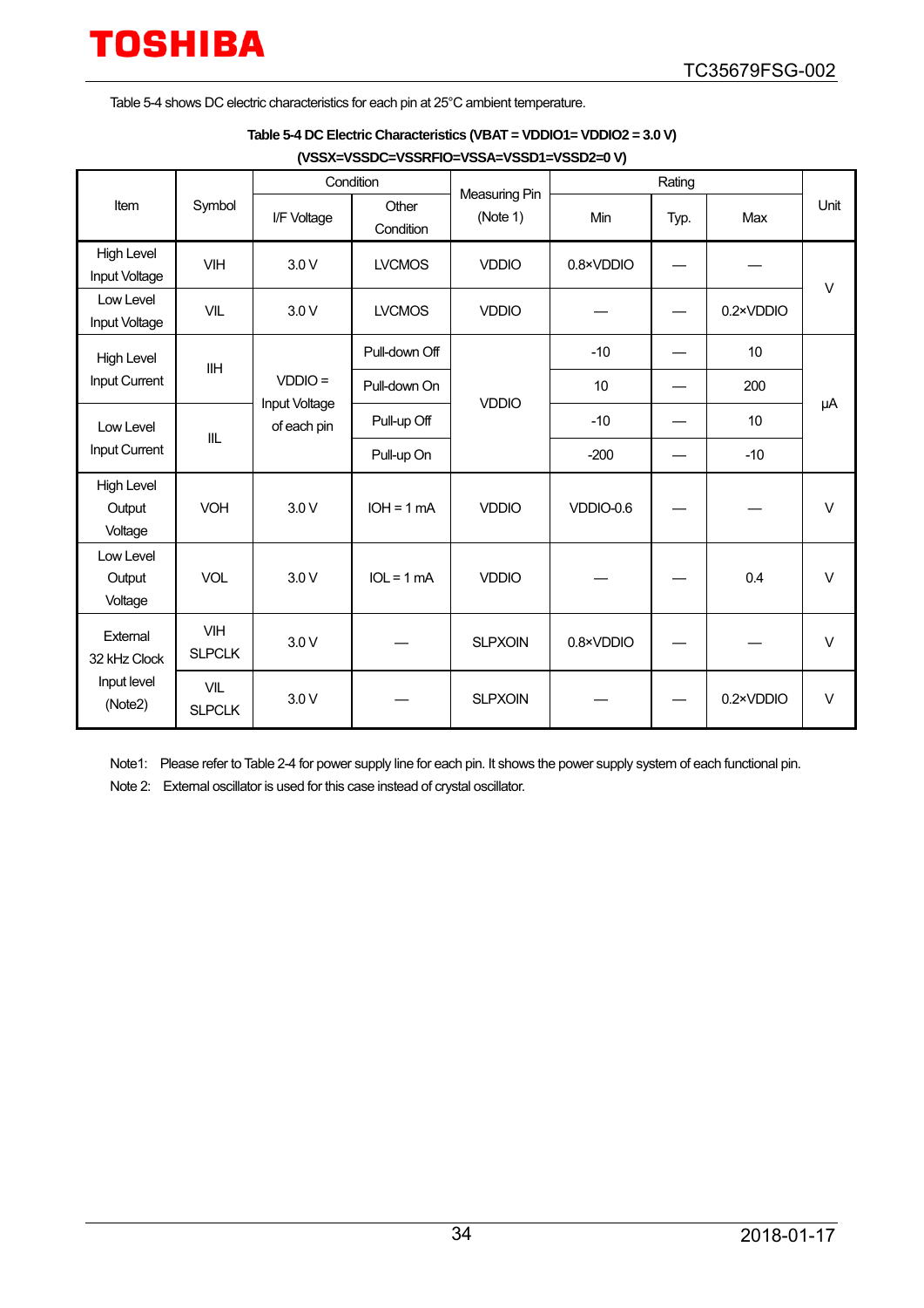Table 5-4 shows DC electric characteristics for each pin at 25°C ambient temperature.

**Table 5-4 DC Electric Characteristics (VBAT = VDDIO1= VDDIO2 = 3.0 V) (VSSX=VSSDC=VSSRFIO=VSSA=VSSD1=VSSD2=0 V)**

| Item | Symbol | Condition | | Measuring Pin (Note 1) | Rating | | | Unit |
|---|---|---|---|---|---|---|---|---|
| | | I/F Voltage | Other Condition | | Min | Typ. | Max | |
| High Level Input Voltage | VIH | 3.0 V | LVCMOS | VDDIO | 0.8×VDDIO | — | — | V |
| Low Level Input Voltage | VIL | 3.0 V | LVCMOS | VDDIO | — | — | 0.2×VDDIO | V |
| High Level Input Current | IIH | VDDIO = Input Voltage of each pin | Pull-down Off | VDDIO | -10 | — | 10 | μA |
| | | | Pull-down On | | 10 | — | 200 | |
| Low Level Input Current | IIL | | Pull-up Off | | -10 | — | 10 | |
| | | | Pull-up On | | -200 | — | -10 | |
| High Level Output Voltage | VOH | 3.0 V | IOH = 1 mA | VDDIO | VDDIO-0.6 | — | — | V |
| Low Level Output Voltage | VOL | 3.0 V | IOL = 1 mA | VDDIO | — | — | 0.4 | V |
| External 32 kHz Clock Input level (Note2) | VIH SLPCLK | 3.0 V | — | SLPXOIN | 0.8×VDDIO | — | — | V |
| | VIL SLPCLK | 3.0 V | — | SLPXOIN | — | — | 0.2×VDDIO | V |

Note1: Please refer to Table 2-4 for power supply line for each pin. It shows the power supply system of each functional pin.

Note 2: External oscillator is used for this case instead of crystal oscillator.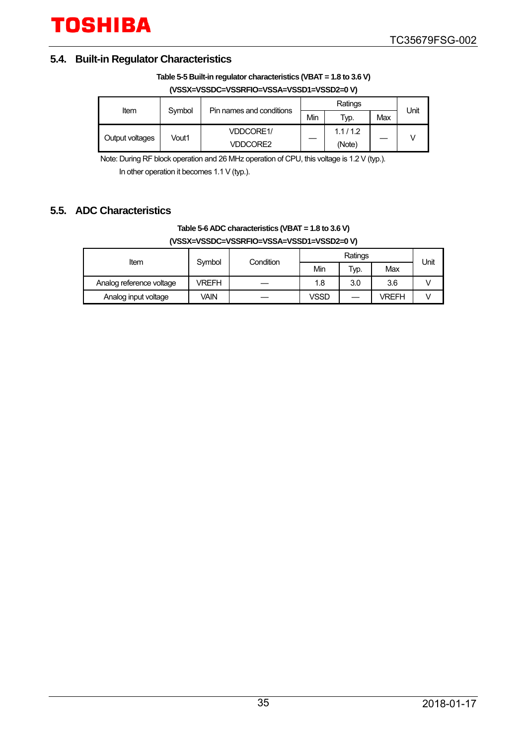## 5.4. Built-in Regulator Characteristics

**Table 5-5 Built-in regulator characteristics (VBAT = 1.8 to 3.6 V)**
**(VSSX=VSSDC=VSSRFIO=VSSA=VSSD1=VSSD2=0 V)**

| Item | Symbol | Pin names and conditions | Ratings | | | Unit |
|---|---|---|---|---|---|---|
| | | | Min | Typ. | Max | |
| Output voltages | Vout1 | VDDCORE1/ VDDCORE2 | — | 1.1 / 1.2 (Note) | — | V |

Note: During RF block operation and 26 MHz operation of CPU, this voltage is 1.2 V (typ.).
In other operation it becomes 1.1 V (typ.).

## 5.5. ADC Characteristics

**Table 5-6 ADC characteristics (VBAT = 1.8 to 3.6 V)**
**(VSSX=VSSDC=VSSRFIO=VSSA=VSSD1=VSSD2=0 V)**

| Item | Symbol | Condition | Ratings | | | Unit |
|---|---|---|---|---|---|---|
| | | | Min | Typ. | Max | |
| Analog reference voltage | VREFH | — | 1.8 | 3.0 | 3.6 | V |
| Analog input voltage | VAIN | — | VSSD | — | VREFH | V |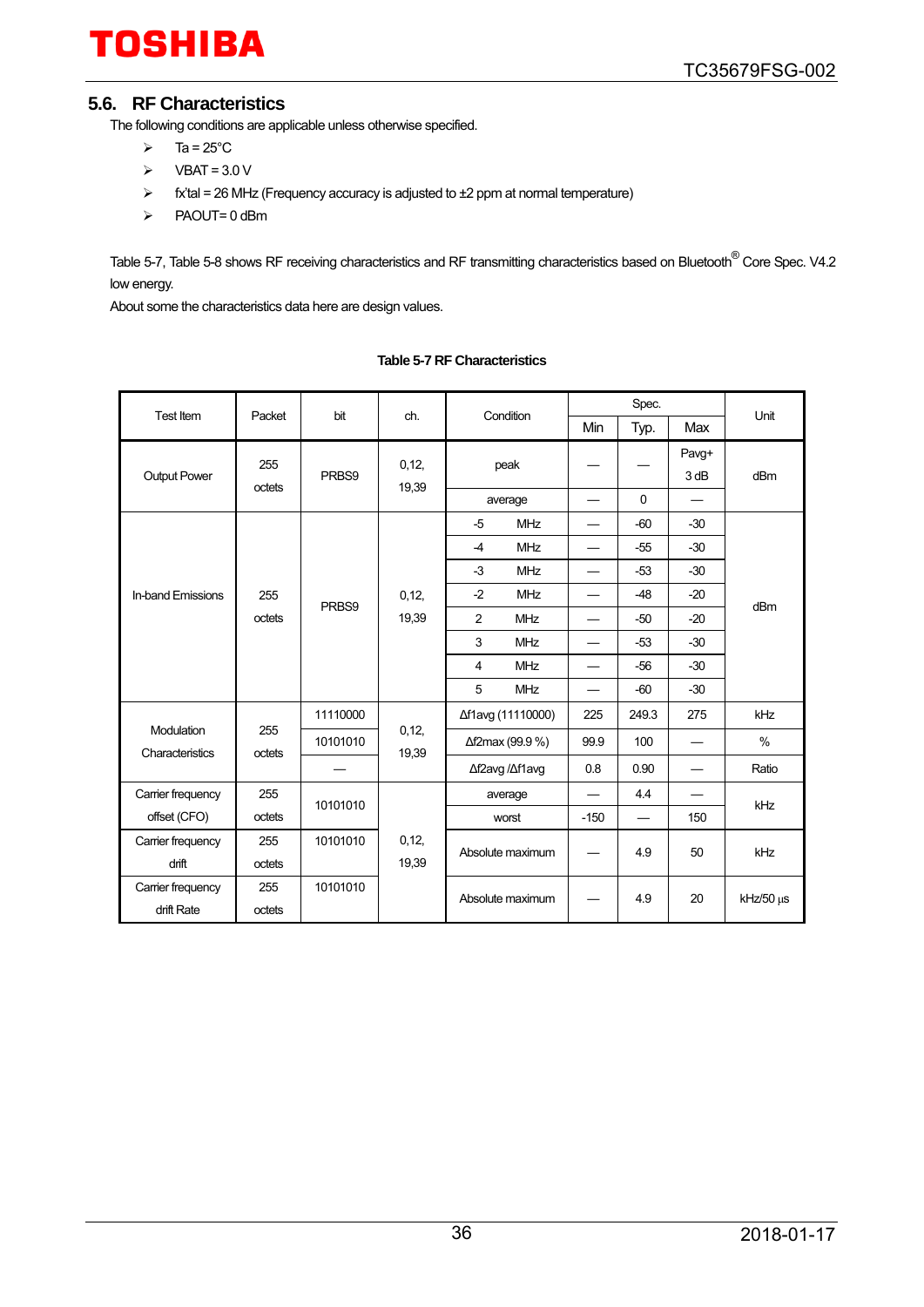## 5.6. RF Characteristics

The following conditions are applicable unless otherwise specified.

- Ta = 25°C
- VBAT = 3.0 V
- fx'tal = 26 MHz (Frequency accuracy is adjusted to ±2 ppm at normal temperature)
- PAOUT= 0 dBm

Table 5-7, Table 5-8 shows RF receiving characteristics and RF transmitting characteristics based on Bluetooth® Core Spec. V4.2 low energy.

About some the characteristics data here are design values.

**Table 5-7 RF Characteristics**

| Test Item | Packet | bit | ch. | Condition | Spec. | | | Unit |
|---|---|---|---|---|---|---|---|---|
| | | | | | Min | Typ. | Max | |
| Output Power | 255 octets | PRBS9 | 0,12, 19,39 | peak | — | — | Pavg+ 3 dB | dBm |
| | | | | average | — | 0 | — | |
| In-band Emissions | 255 octets | PRBS9 | 0,12, 19,39 | -5 MHz | — | -60 | -30 | dBm |
| | | | | -4 MHz | — | -55 | -30 | |
| | | | | -3 MHz | — | -53 | -30 | |
| | | | | -2 MHz | — | -48 | -20 | |
| | | | | 2 MHz | — | -50 | -20 | |
| | | | | 3 MHz | — | -53 | -30 | |
| | | | | 4 MHz | — | -56 | -30 | |
| | | | | 5 MHz | — | -60 | -30 | |
| Modulation Characteristics | 255 octets | 11110000 | 0,12, 19,39 | Δf1avg (11110000) | 225 | 249.3 | 275 | kHz |
| | | 10101010 | | Δf2max (99.9 %) | 99.9 | 100 | — | % |
| | | — | | Δf2avg /Δf1avg | 0.8 | 0.90 | — | Ratio |
| Carrier frequency offset (CFO) | 255 octets | 10101010 | 0,12, 19,39 | average | — | 4.4 | — | kHz |
| | | | | worst | -150 | — | 150 | |
| Carrier frequency drift | 255 octets | 10101010 | | Absolute maximum | — | 4.9 | 50 | kHz |
| Carrier frequency drift Rate | 255 octets | 10101010 | | Absolute maximum | — | 4.9 | 20 | kHz/50 µs |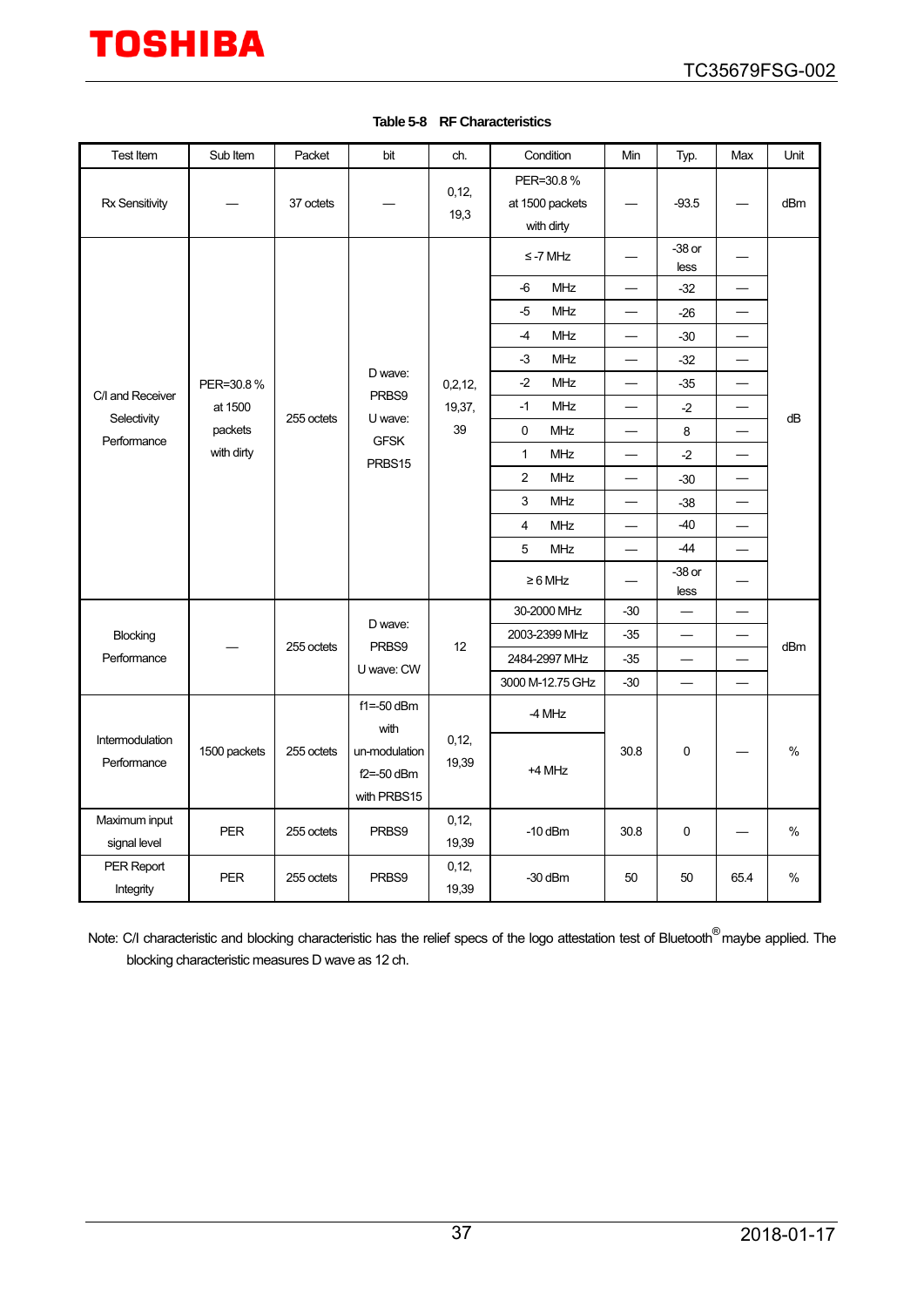Table 5-8 RF Characteristics

| Test Item | Sub Item | Packet | bit | ch. | Condition | Min | Typ. | Max | Unit |
|---|---|---|---|---|---|---|---|---|---|
| Rx Sensitivity | — | 37 octets | — | 0,12, 19,3 | PER=30.8 % at 1500 packets with dirty | — | -93.5 | — | dBm |
| C/I and Receiver Selectivity Performance | PER=30.8 % at 1500 packets with dirty | 255 octets | D wave: PRBS9 U wave: GFSK PRBS15 | 0,2,12, 19,37, 39 | ≤ -7 MHz | — | -38 or less | — | dB |
| | | | | | -6 MHz | — | -32 | — | |
| | | | | | -5 MHz | — | -26 | — | |
| | | | | | -4 MHz | — | -30 | — | |
| | | | | | -3 MHz | — | -32 | — | |
| | | | | | -2 MHz | — | -35 | — | |
| | | | | | -1 MHz | — | -2 | — | |
| | | | | | 0 MHz | — | 8 | — | |
| | | | | | 1 MHz | — | -2 | — | |
| | | | | | 2 MHz | — | -30 | — | |
| | | | | | 3 MHz | — | -38 | — | |
| | | | | | 4 MHz | — | -40 | — | |
| | | | | | 5 MHz | — | -44 | — | |
| | | | | | ≥ 6 MHz | — | -38 or less | — | |
| Blocking Performance | — | 255 octets | D wave: PRBS9 U wave: CW | 12 | 30-2000 MHz | -30 | — | — | dBm |
| | | | | | 2003-2399 MHz | -35 | — | — | |
| | | | | | 2484-2997 MHz | -35 | — | — | |
| | | | | | 3000 M-12.75 GHz | -30 | — | — | |
| Intermodulation Performance | 1500 packets | 255 octets | f1=-50 dBm with un-modulation f2=-50 dBm with PRBS15 | 0,12, 19,39 | -4 MHz | 30.8 | 0 | — | % |
| | | | | | +4 MHz | | | | |
| Maximum input signal level | PER | 255 octets | PRBS9 | 0,12, 19,39 | -10 dBm | 30.8 | 0 | — | % |
| PER Report Integrity | PER | 255 octets | PRBS9 | 0,12, 19,39 | -30 dBm | 50 | 50 | 65.4 | % |

Note: C/I characteristic and blocking characteristic has the relief specs of the logo attestation test of Bluetooth® maybe applied. The blocking characteristic measures D wave as 12 ch.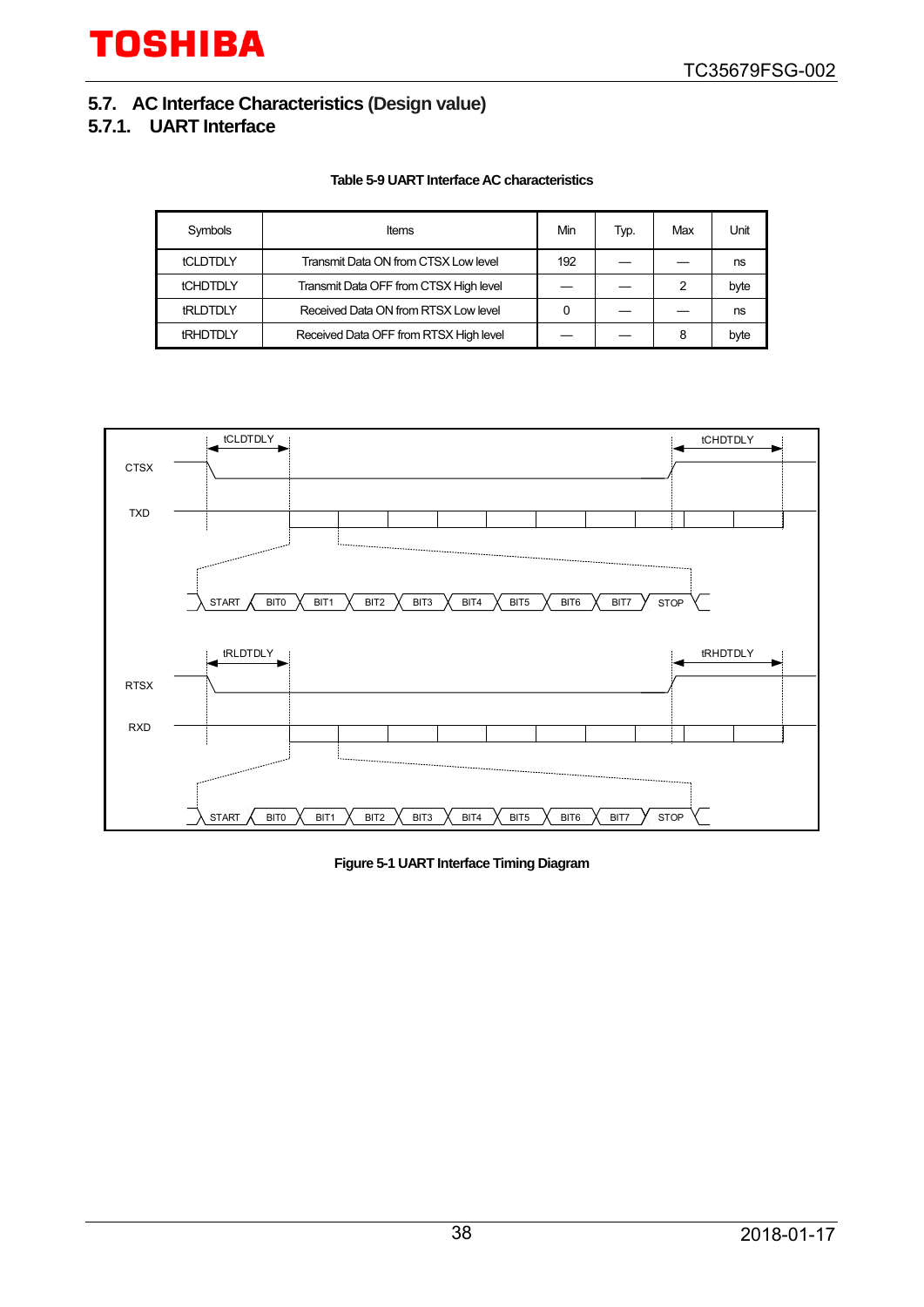## 5.7. AC Interface Characteristics (Design value)

### 5.7.1. UART Interface

**Table 5-9 UART Interface AC characteristics**

| Symbols | Items | Min | Typ. | Max | Unit |
|---|---|---|---|---|---|
| tCLDTDLY | Transmit Data ON from CTSX Low level | 192 | — | — | ns |
| tCHDTDLY | Transmit Data OFF from CTSX High level | — | — | 2 | byte |
| tRLDTDLY | Received Data ON from RTSX Low level | 0 | — | — | ns |
| tRHDTDLY | Received Data OFF from RTSX High level | — | — | 8 | byte |

**Figure 5-1 UART Interface Timing Diagram**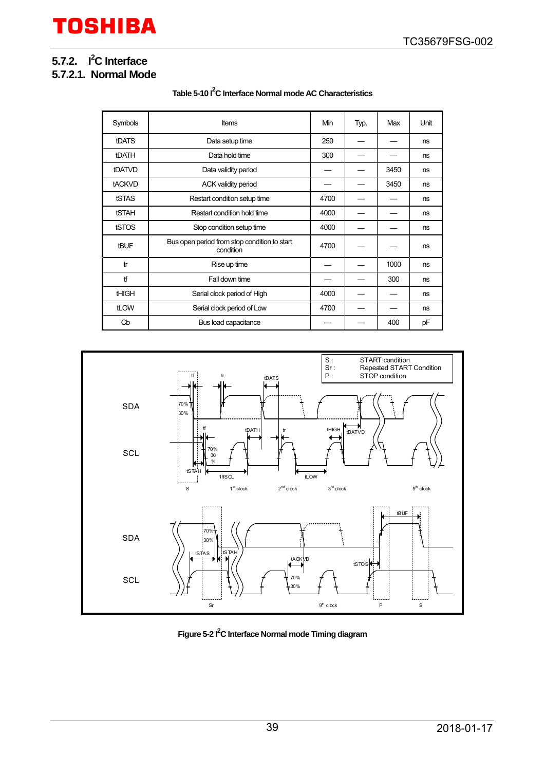### 5.7.2. I²C Interface

#### 5.7.2.1. Normal Mode

Table 5-10 I²C Interface Normal mode AC Characteristics

| Symbols | Items | Min | Typ. | Max | Unit |
|---|---|---|---|---|---|
| tDATS | Data setup time | 250 | — | — | ns |
| tDATH | Data hold time | 300 | — | — | ns |
| tDATVD | Data validity period | — | — | 3450 | ns |
| tACKVD | ACK validity period | — | — | 3450 | ns |
| tSTAS | Restart condition setup time | 4700 | — | — | ns |
| tSTAH | Restart condition hold time | 4000 | — | — | ns |
| tSTOS | Stop condition setup time | 4000 | — | — | ns |
| tBUF | Bus open period from stop condition to start condition | 4700 | — | — | ns |
| tr | Rise up time | — | — | 1000 | ns |
| tf | Fall down time | — | — | 300 | ns |
| tHIGH | Serial clock period of High | 4000 | — | — | ns |
| tLOW | Serial clock period of Low | 4700 | — | — | ns |
| Cb | Bus load capacitance | — | — | 400 | pF |

Figure 5-2 I²C Interface Normal mode Timing diagram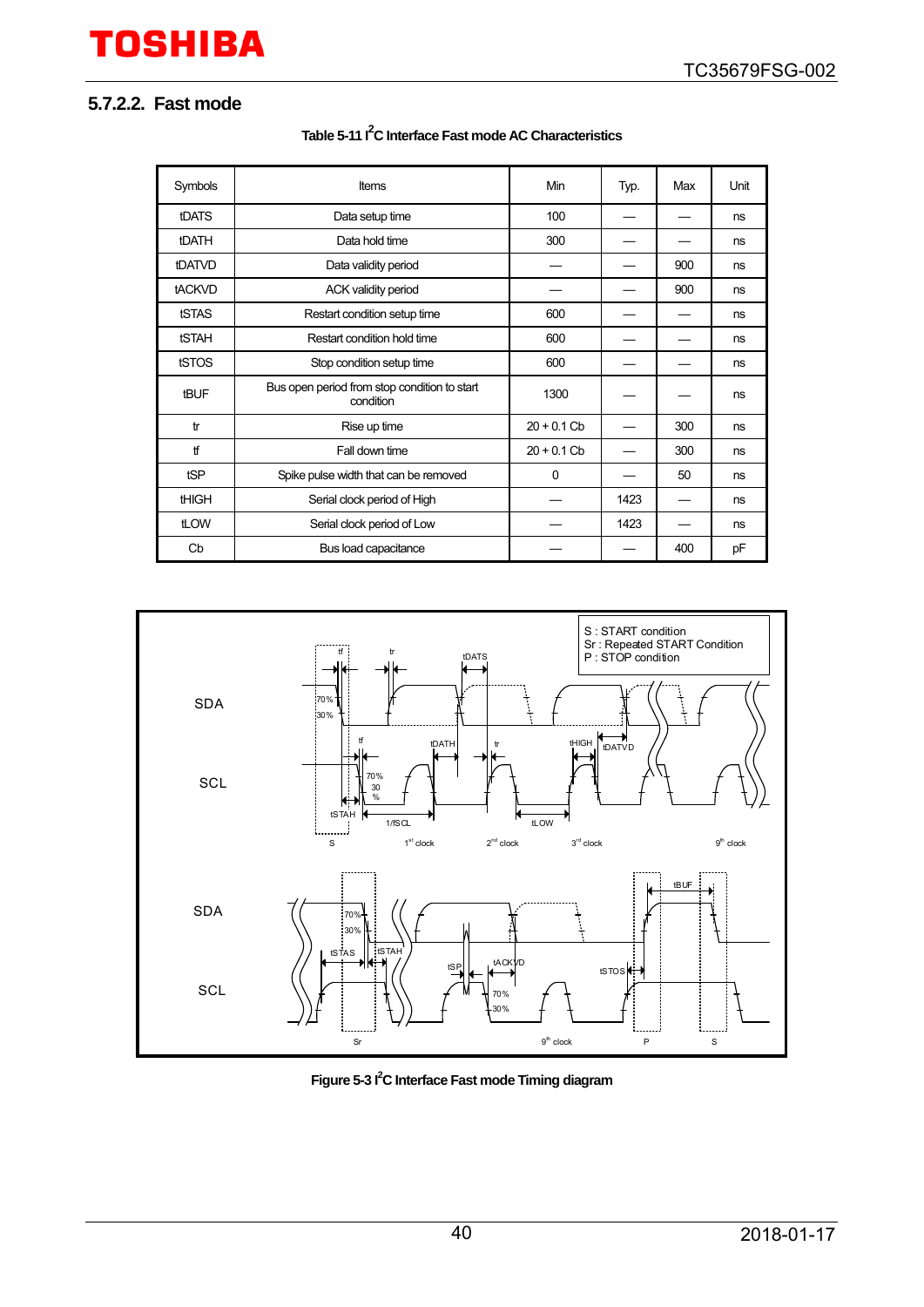## 5.7.2.2. Fast mode

**Table 5-11 I²C Interface Fast mode AC Characteristics**

| Symbols | Items | Min | Typ. | Max | Unit |
|---|---|---|---|---|---|
| tDATS | Data setup time | 100 | — | — | ns |
| tDATH | Data hold time | 300 | — | — | ns |
| tDATVD | Data validity period | — | — | 900 | ns |
| tACKVD | ACK validity period | — | — | 900 | ns |
| tSTAS | Restart condition setup time | 600 | — | — | ns |
| tSTAH | Restart condition hold time | 600 | — | — | ns |
| tSTOS | Stop condition setup time | 600 | — | — | ns |
| tBUF | Bus open period from stop condition to start condition | 1300 | — | — | ns |
| tr | Rise up time | 20 + 0.1 Cb | — | 300 | ns |
| tf | Fall down time | 20 + 0.1 Cb | — | 300 | ns |
| tSP | Spike pulse width that can be removed | 0 | — | 50 | ns |
| tHIGH | Serial clock period of High | — | 1423 | — | ns |
| tLOW | Serial clock period of Low | — | 1423 | — | ns |
| Cb | Bus load capacitance | — | — | 400 | pF |

**Figure 5-3 I²C Interface Fast mode Timing diagram**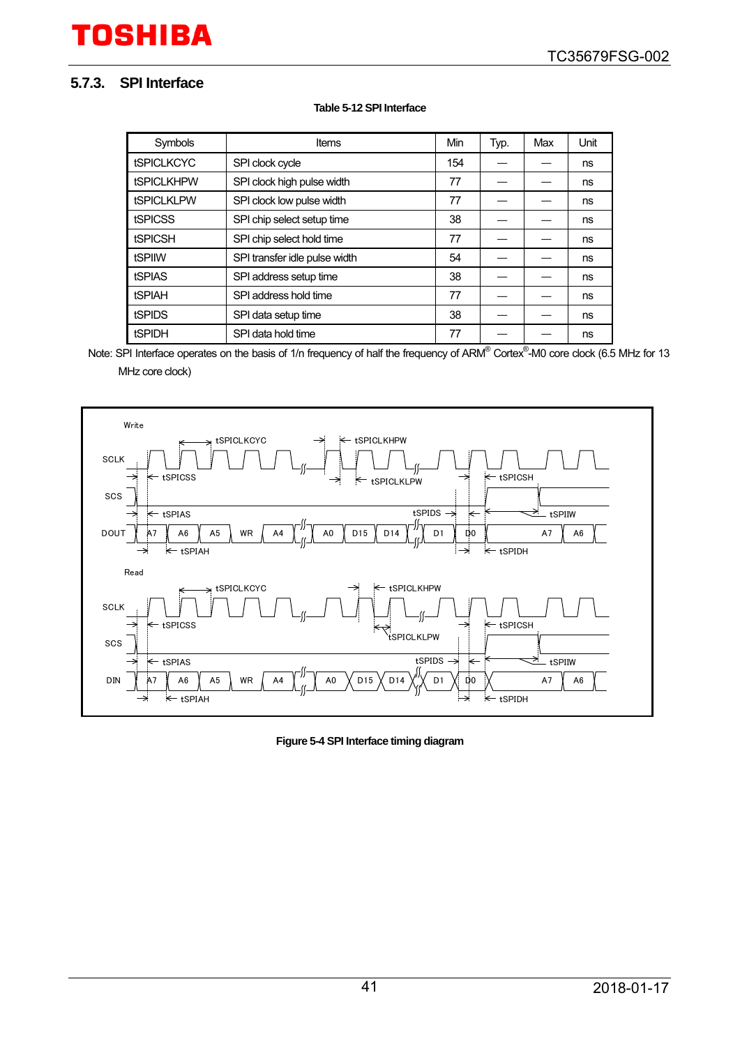### 5.7.3. SPI Interface

**Table 5-12 SPI Interface**

| Symbols | Items | Min | Typ. | Max | Unit |
|---|---|---|---|---|---|
| tSPICLKCYC | SPI clock cycle | 154 | — | — | ns |
| tSPICLKHPW | SPI clock high pulse width | 77 | — | — | ns |
| tSPICLKLPW | SPI clock low pulse width | 77 | — | — | ns |
| tSPICSS | SPI chip select setup time | 38 | — | — | ns |
| tSPICSH | SPI chip select hold time | 77 | — | — | ns |
| tSPIIW | SPI transfer idle pulse width | 54 | — | — | ns |
| tSPIAS | SPI address setup time | 38 | — | — | ns |
| tSPIAH | SPI address hold time | 77 | — | — | ns |
| tSPIDS | SPI data setup time | 38 | — | — | ns |
| tSPIDH | SPI data hold time | 77 | — | — | ns |

Note: SPI Interface operates on the basis of 1/n frequency of half the frequency of ARM® Cortex®-M0 core clock (6.5 MHz for 13 MHz core clock)

**Figure 5-4 SPI Interface timing diagram**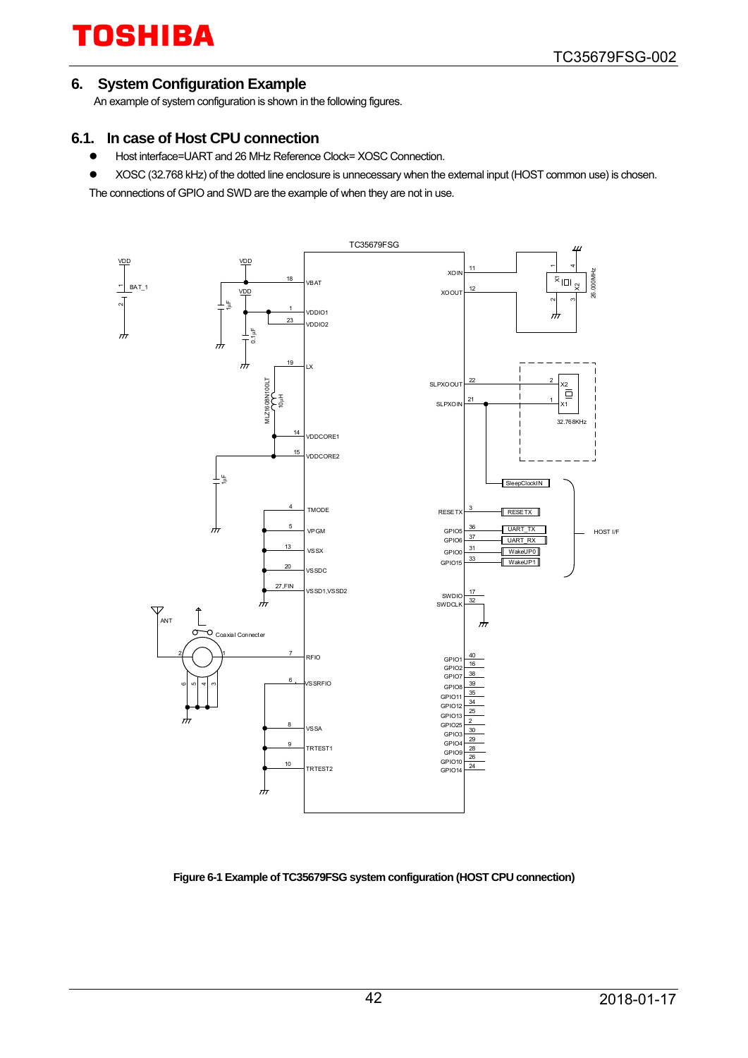## 6. System Configuration Example

An example of system configuration is shown in the following figures.

### 6.1. In case of Host CPU connection

- Host interface=UART and 26 MHz Reference Clock= XOSC Connection.
- XOSC (32.768 kHz) of the dotted line enclosure is unnecessary when the external input (HOST common use) is chosen.

The connections of GPIO and SWD are the example of when they are not in use.

**Figure 6-1 Example of TC35679FSG system configuration (HOST CPU connection)**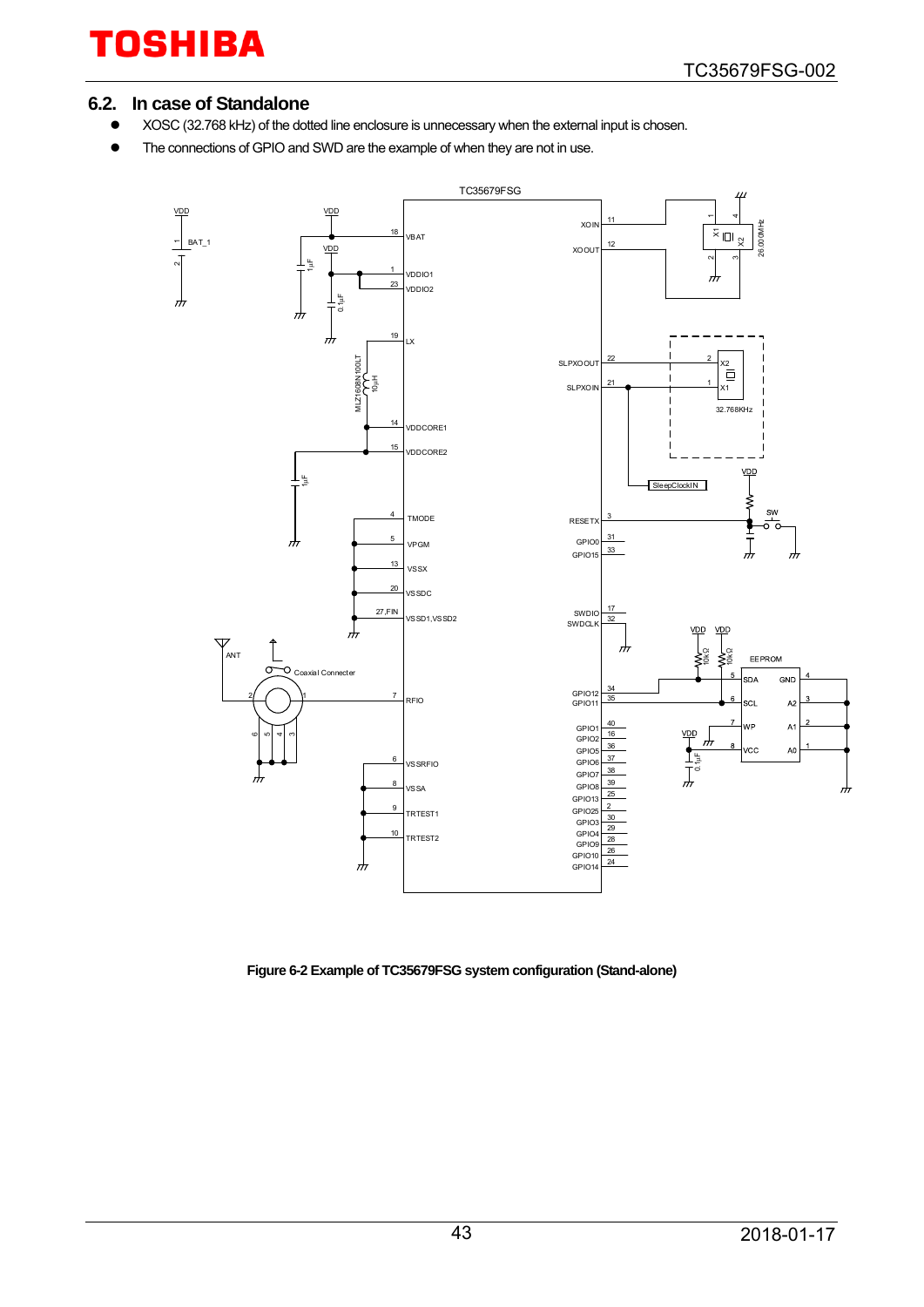## 6.2. In case of Standalone

- XOSC (32.768 kHz) of the dotted line enclosure is unnecessary when the external input is chosen.
- The connections of GPIO and SWD are the example of when they are not in use.

**Figure 6-2 Example of TC35679FSG system configuration (Stand-alone)**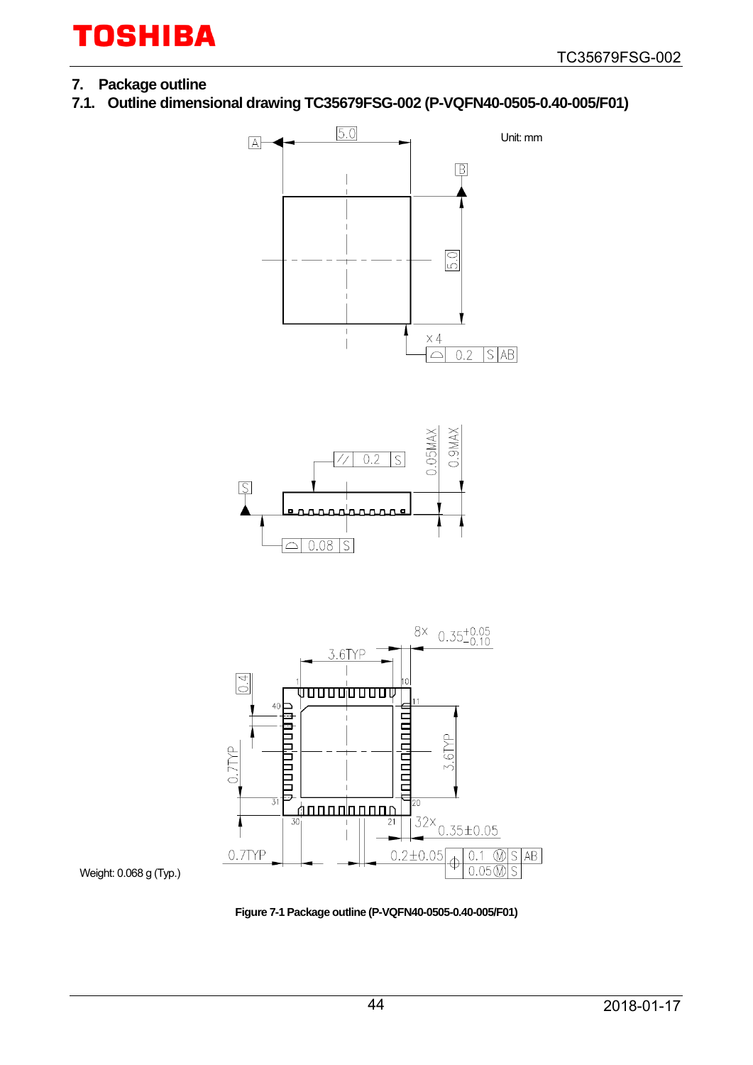## 7. Package outline

### 7.1. Outline dimensional drawing TC35679FSG-002 (P-VQFN40-0505-0.40-005/F01)

Unit: mm

Weight: 0.068 g (Typ.)

**Figure 7-1 Package outline (P-VQFN40-0505-0.40-005/F01)**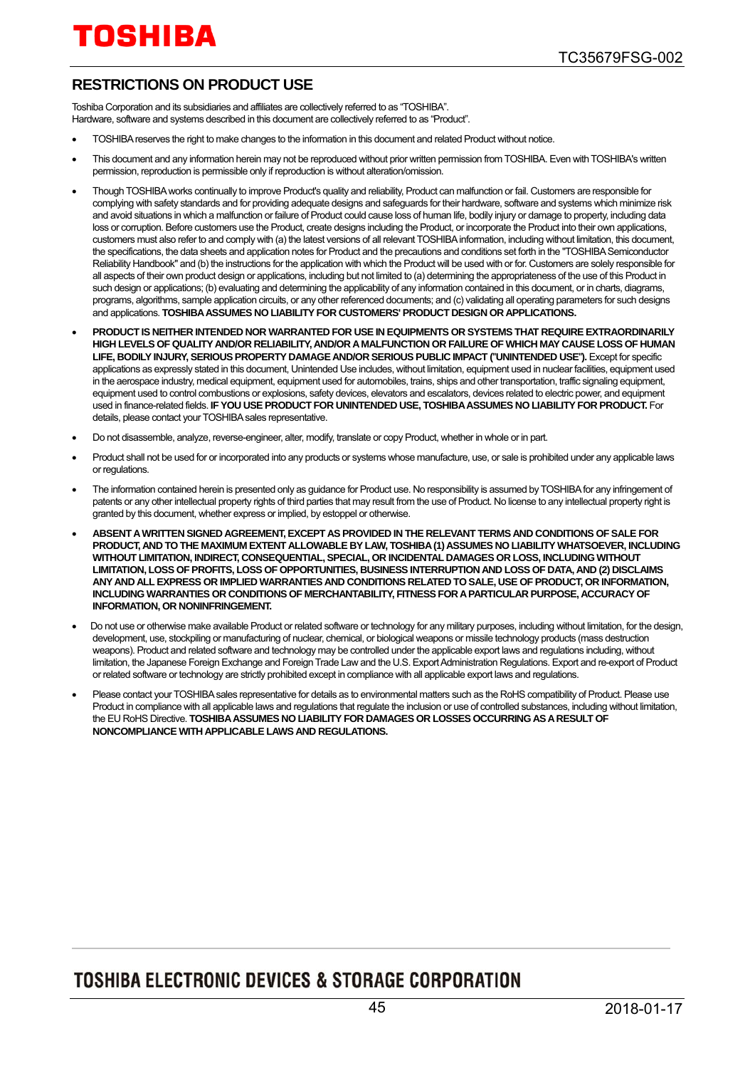## RESTRICTIONS ON PRODUCT USE

Toshiba Corporation and its subsidiaries and affiliates are collectively referred to as "TOSHIBA".
Hardware, software and systems described in this document are collectively referred to as "Product".

- TOSHIBA reserves the right to make changes to the information in this document and related Product without notice.
- This document and any information herein may not be reproduced without prior written permission from TOSHIBA. Even with TOSHIBA's written permission, reproduction is permissible only if reproduction is without alteration/omission.
- Though TOSHIBA works continually to improve Product's quality and reliability, Product can malfunction or fail. Customers are responsible for complying with safety standards and for providing adequate designs and safeguards for their hardware, software and systems which minimize risk and avoid situations in which a malfunction or failure of Product could cause loss of human life, bodily injury or damage to property, including data loss or corruption. Before customers use the Product, create designs including the Product, or incorporate the Product into their own applications, customers must also refer to and comply with (a) the latest versions of all relevant TOSHIBA information, including without limitation, this document, the specifications, the data sheets and application notes for Product and the precautions and conditions set forth in the "TOSHIBA Semiconductor Reliability Handbook" and (b) the instructions for the application with which the Product will be used with or for. Customers are solely responsible for all aspects of their own product design or applications, including but not limited to (a) determining the appropriateness of the use of this Product in such design or applications; (b) evaluating and determining the applicability of any information contained in this document, or in charts, diagrams, programs, algorithms, sample application circuits, or any other referenced documents; and (c) validating all operating parameters for such designs and applications. **TOSHIBA ASSUMES NO LIABILITY FOR CUSTOMERS' PRODUCT DESIGN OR APPLICATIONS.**
- **PRODUCT IS NEITHER INTENDED NOR WARRANTED FOR USE IN EQUIPMENTS OR SYSTEMS THAT REQUIRE EXTRAORDINARILY HIGH LEVELS OF QUALITY AND/OR RELIABILITY, AND/OR A MALFUNCTION OR FAILURE OF WHICH MAY CAUSE LOSS OF HUMAN LIFE, BODILY INJURY, SERIOUS PROPERTY DAMAGE AND/OR SERIOUS PUBLIC IMPACT ("UNINTENDED USE").** Except for specific applications as expressly stated in this document, Unintended Use includes, without limitation, equipment used in nuclear facilities, equipment used in the aerospace industry, medical equipment, equipment used for automobiles, trains, ships and other transportation, traffic signaling equipment, equipment used to control combustions or explosions, safety devices, elevators and escalators, devices related to electric power, and equipment used in finance-related fields. **IF YOU USE PRODUCT FOR UNINTENDED USE, TOSHIBA ASSUMES NO LIABILITY FOR PRODUCT.** For details, please contact your TOSHIBA sales representative.
- Do not disassemble, analyze, reverse-engineer, alter, modify, translate or copy Product, whether in whole or in part.
- Product shall not be used for or incorporated into any products or systems whose manufacture, use, or sale is prohibited under any applicable laws or regulations.
- The information contained herein is presented only as guidance for Product use. No responsibility is assumed by TOSHIBA for any infringement of patents or any other intellectual property rights of third parties that may result from the use of Product. No license to any intellectual property right is granted by this document, whether express or implied, by estoppel or otherwise.
- **ABSENT A WRITTEN SIGNED AGREEMENT, EXCEPT AS PROVIDED IN THE RELEVANT TERMS AND CONDITIONS OF SALE FOR PRODUCT, AND TO THE MAXIMUM EXTENT ALLOWABLE BY LAW, TOSHIBA (1) ASSUMES NO LIABILITY WHATSOEVER, INCLUDING WITHOUT LIMITATION, INDIRECT, CONSEQUENTIAL, SPECIAL, OR INCIDENTAL DAMAGES OR LOSS, INCLUDING WITHOUT LIMITATION, LOSS OF PROFITS, LOSS OF OPPORTUNITIES, BUSINESS INTERRUPTION AND LOSS OF DATA, AND (2) DISCLAIMS ANY AND ALL EXPRESS OR IMPLIED WARRANTIES AND CONDITIONS RELATED TO SALE, USE OF PRODUCT, OR INFORMATION, INCLUDING WARRANTIES OR CONDITIONS OF MERCHANTABILITY, FITNESS FOR A PARTICULAR PURPOSE, ACCURACY OF INFORMATION, OR NONINFRINGEMENT.**
- Do not use or otherwise make available Product or related software or technology for any military purposes, including without limitation, for the design, development, use, stockpiling or manufacturing of nuclear, chemical, or biological weapons or missile technology products (mass destruction weapons). Product and related software and technology may be controlled under the applicable export laws and regulations including, without limitation, the Japanese Foreign Exchange and Foreign Trade Law and the U.S. Export Administration Regulations. Export and re-export of Product or related software or technology are strictly prohibited except in compliance with all applicable export laws and regulations.
- Please contact your TOSHIBA sales representative for details as to environmental matters such as the RoHS compatibility of Product. Please use Product in compliance with all applicable laws and regulations that regulate the inclusion or use of controlled substances, including without limitation, the EU RoHS Directive. **TOSHIBA ASSUMES NO LIABILITY FOR DAMAGES OR LOSSES OCCURRING AS A RESULT OF NONCOMPLIANCE WITH APPLICABLE LAWS AND REGULATIONS.**

**TOSHIBA ELECTRONIC DEVICES & STORAGE CORPORATION**